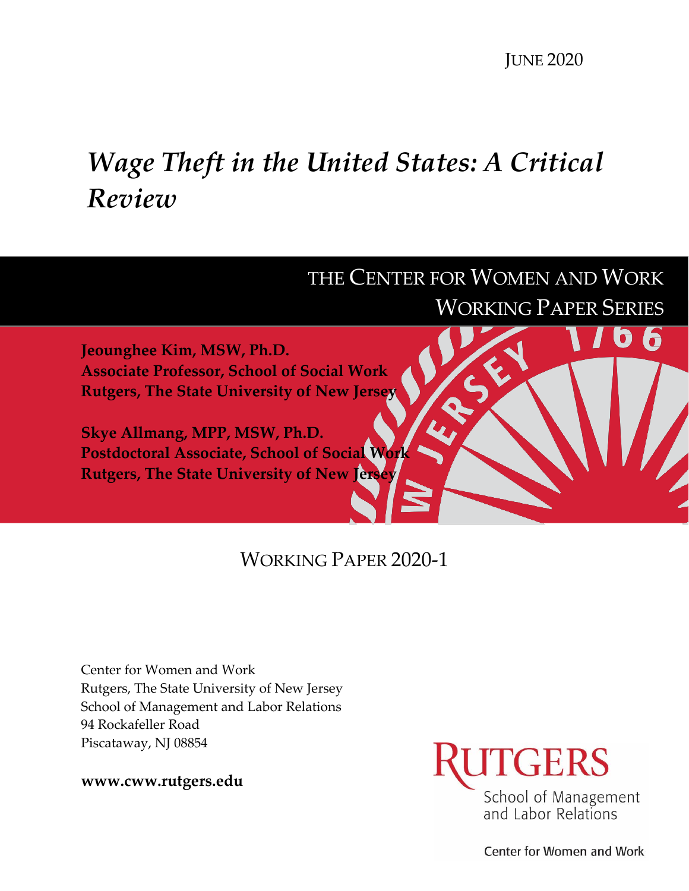JUNE 2020

# *Wage Theft in the United States: A Critical Review*

THE CENTER FOR WOMEN AND WORK
WORKING PAPER SERIES

**Jeounghee Kim, MSW, Ph.D.**
**Associate Professor, School of Social Work**
**Rutgers, The State University of New Jersey**

**Skye Allmang, MPP, MSW, Ph.D.**
**Postdoctoral Associate, School of Social Work**
**Rutgers, The State University of New Jersey**

WORKING PAPER 2020-1

Center for Women and Work
Rutgers, The State University of New Jersey
School of Management and Labor Relations
94 Rockafeller Road
Piscataway, NJ 08854

**www.cww.rutgers.edu**

RUTGERS
School of Management and Labor Relations

Center for Women and Work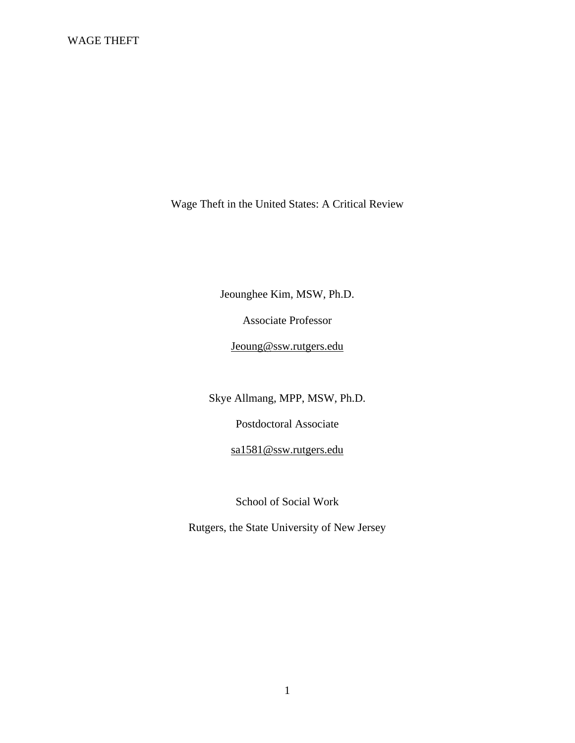# Wage Theft in the United States: A Critical Review

Jeounghee Kim, MSW, Ph.D.

Associate Professor

Jeoung@ssw.rutgers.edu

Skye Allmang, MPP, MSW, Ph.D.

Postdoctoral Associate

sa1581@ssw.rutgers.edu

School of Social Work

Rutgers, the State University of New Jersey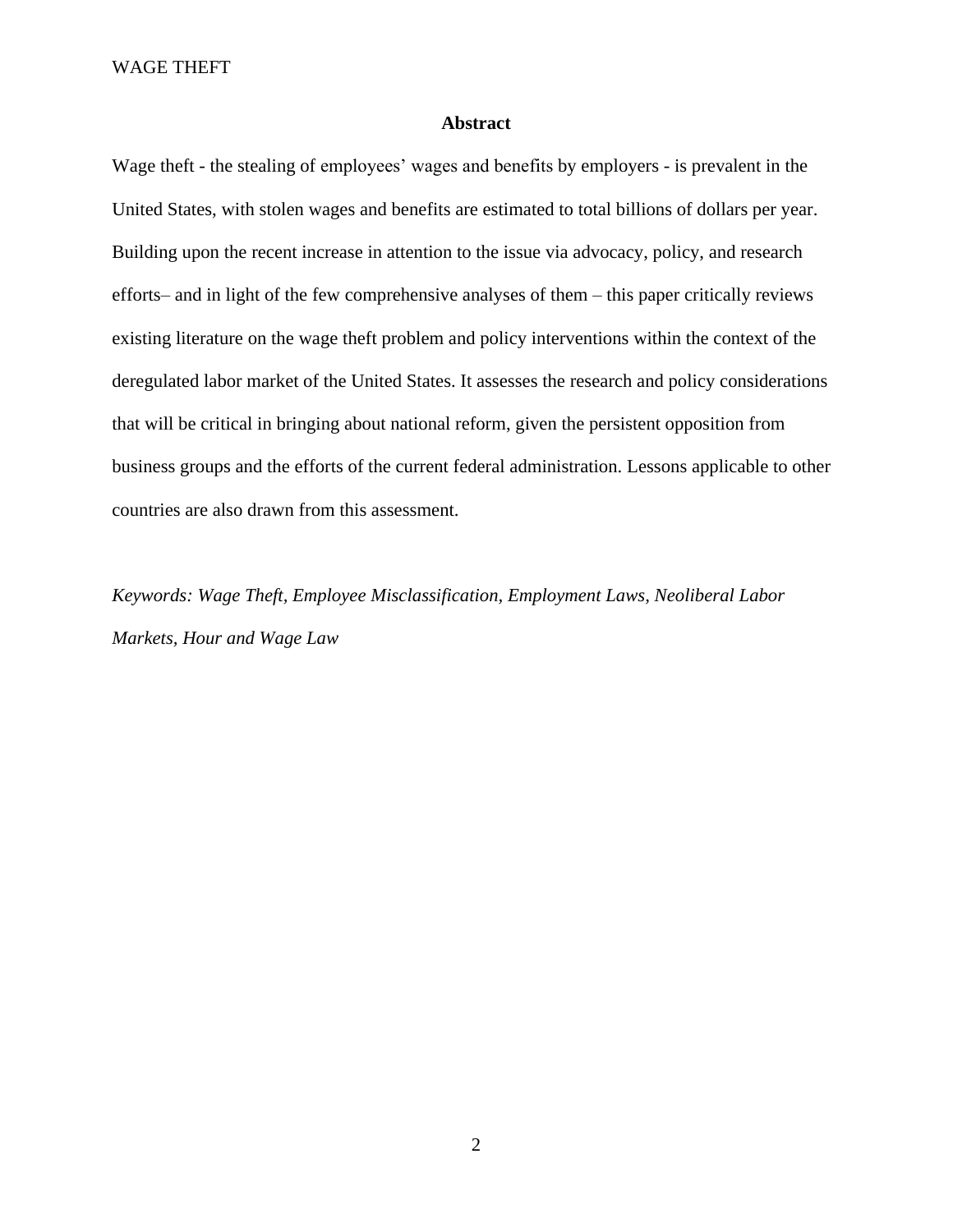## Abstract

Wage theft - the stealing of employees' wages and benefits by employers - is prevalent in the United States, with stolen wages and benefits are estimated to total billions of dollars per year. Building upon the recent increase in attention to the issue via advocacy, policy, and research efforts– and in light of the few comprehensive analyses of them – this paper critically reviews existing literature on the wage theft problem and policy interventions within the context of the deregulated labor market of the United States. It assesses the research and policy considerations that will be critical in bringing about national reform, given the persistent opposition from business groups and the efforts of the current federal administration. Lessons applicable to other countries are also drawn from this assessment.

*Keywords: Wage Theft, Employee Misclassification, Employment Laws, Neoliberal Labor Markets, Hour and Wage Law*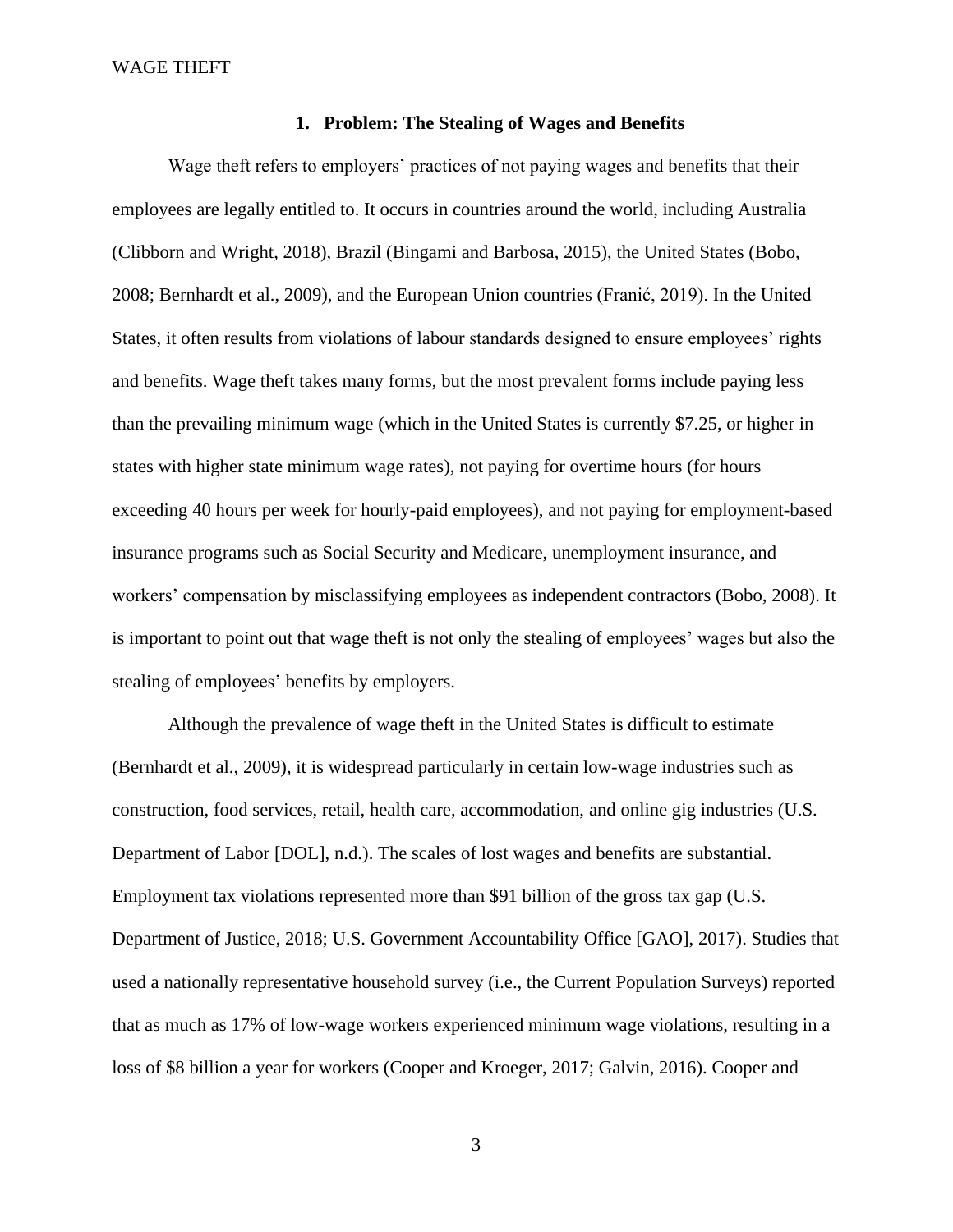## 1. Problem: The Stealing of Wages and Benefits

Wage theft refers to employers' practices of not paying wages and benefits that their employees are legally entitled to. It occurs in countries around the world, including Australia (Clibborn and Wright, 2018), Brazil (Bingami and Barbosa, 2015), the United States (Bobo, 2008; Bernhardt et al., 2009), and the European Union countries (Franić, 2019). In the United States, it often results from violations of labour standards designed to ensure employees' rights and benefits. Wage theft takes many forms, but the most prevalent forms include paying less than the prevailing minimum wage (which in the United States is currently $7.25, or higher in states with higher state minimum wage rates), not paying for overtime hours (for hours exceeding 40 hours per week for hourly-paid employees), and not paying for employment-based insurance programs such as Social Security and Medicare, unemployment insurance, and workers' compensation by misclassifying employees as independent contractors (Bobo, 2008). It is important to point out that wage theft is not only the stealing of employees' wages but also the stealing of employees' benefits by employers.

Although the prevalence of wage theft in the United States is difficult to estimate (Bernhardt et al., 2009), it is widespread particularly in certain low-wage industries such as construction, food services, retail, health care, accommodation, and online gig industries (U.S. Department of Labor [DOL], n.d.). The scales of lost wages and benefits are substantial. Employment tax violations represented more than $91 billion of the gross tax gap (U.S. Department of Justice, 2018; U.S. Government Accountability Office [GAO], 2017). Studies that used a nationally representative household survey (i.e., the Current Population Surveys) reported that as much as 17% of low-wage workers experienced minimum wage violations, resulting in a loss of $8 billion a year for workers (Cooper and Kroeger, 2017; Galvin, 2016). Cooper and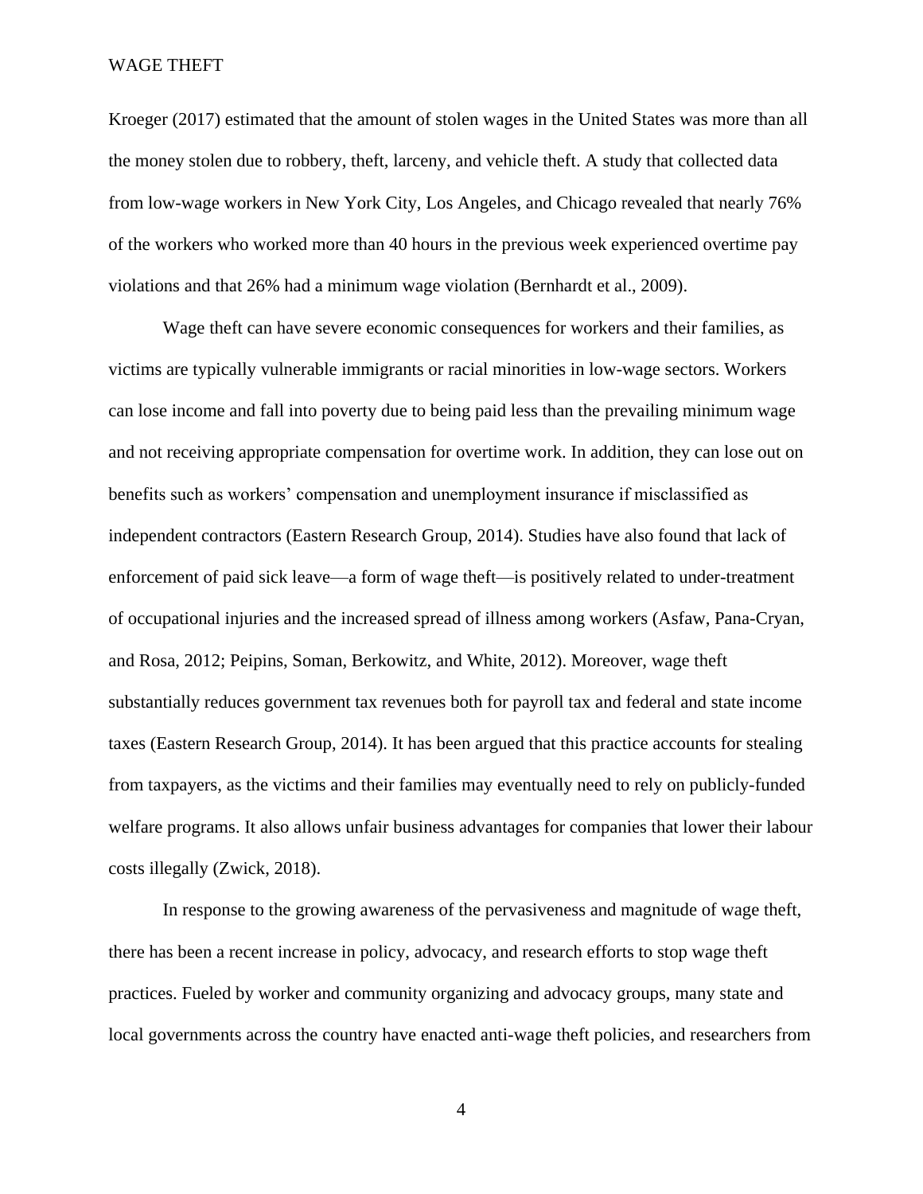Kroeger (2017) estimated that the amount of stolen wages in the United States was more than all the money stolen due to robbery, theft, larceny, and vehicle theft. A study that collected data from low-wage workers in New York City, Los Angeles, and Chicago revealed that nearly 76% of the workers who worked more than 40 hours in the previous week experienced overtime pay violations and that 26% had a minimum wage violation (Bernhardt et al., 2009).

Wage theft can have severe economic consequences for workers and their families, as victims are typically vulnerable immigrants or racial minorities in low-wage sectors. Workers can lose income and fall into poverty due to being paid less than the prevailing minimum wage and not receiving appropriate compensation for overtime work. In addition, they can lose out on benefits such as workers' compensation and unemployment insurance if misclassified as independent contractors (Eastern Research Group, 2014). Studies have also found that lack of enforcement of paid sick leave—a form of wage theft—is positively related to under-treatment of occupational injuries and the increased spread of illness among workers (Asfaw, Pana-Cryan, and Rosa, 2012; Peipins, Soman, Berkowitz, and White, 2012). Moreover, wage theft substantially reduces government tax revenues both for payroll tax and federal and state income taxes (Eastern Research Group, 2014). It has been argued that this practice accounts for stealing from taxpayers, as the victims and their families may eventually need to rely on publicly-funded welfare programs. It also allows unfair business advantages for companies that lower their labour costs illegally (Zwick, 2018).

In response to the growing awareness of the pervasiveness and magnitude of wage theft, there has been a recent increase in policy, advocacy, and research efforts to stop wage theft practices. Fueled by worker and community organizing and advocacy groups, many state and local governments across the country have enacted anti-wage theft policies, and researchers from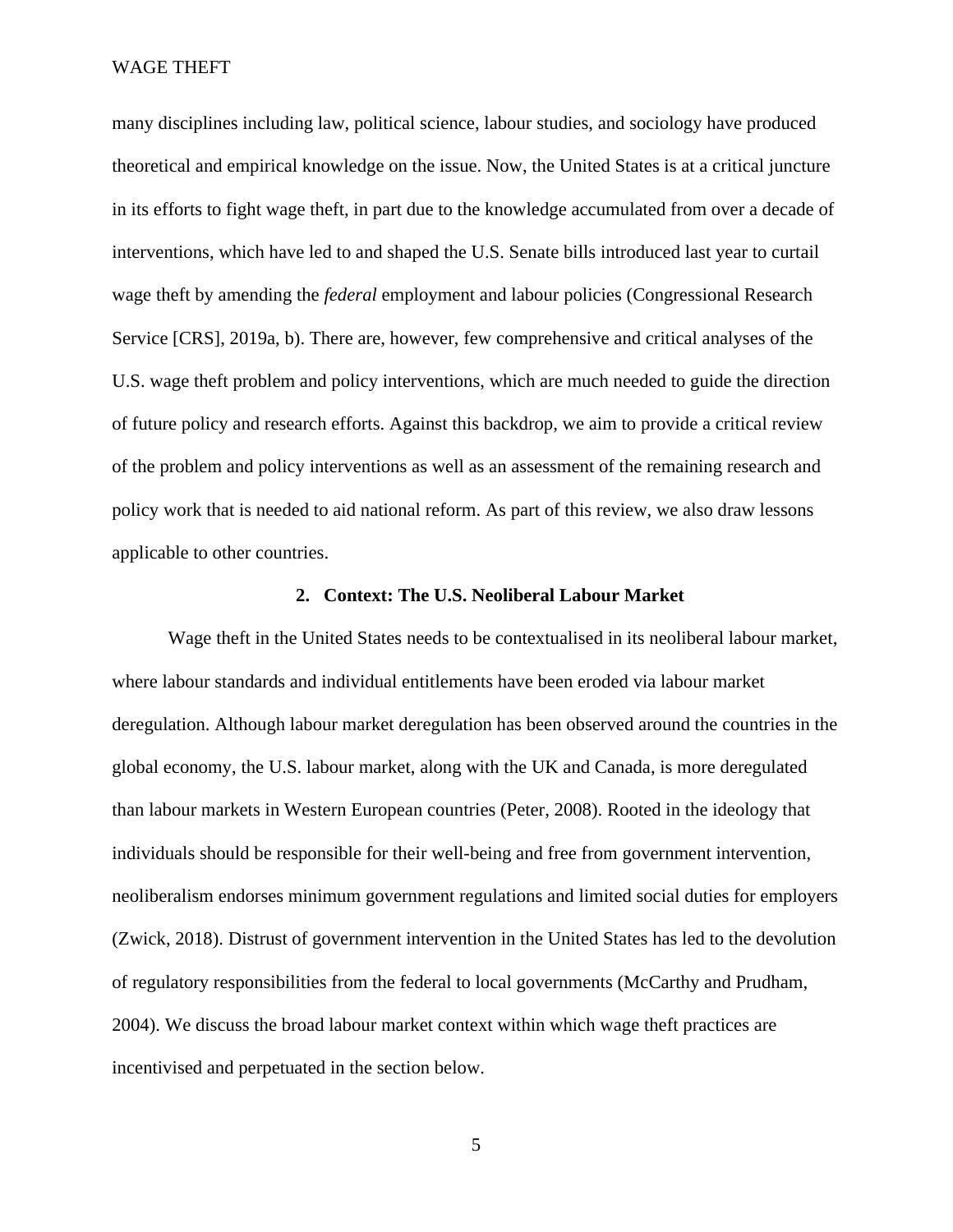many disciplines including law, political science, labour studies, and sociology have produced theoretical and empirical knowledge on the issue. Now, the United States is at a critical juncture in its efforts to fight wage theft, in part due to the knowledge accumulated from over a decade of interventions, which have led to and shaped the U.S. Senate bills introduced last year to curtail wage theft by amending the *federal* employment and labour policies (Congressional Research Service [CRS], 2019a, b). There are, however, few comprehensive and critical analyses of the U.S. wage theft problem and policy interventions, which are much needed to guide the direction of future policy and research efforts. Against this backdrop, we aim to provide a critical review of the problem and policy interventions as well as an assessment of the remaining research and policy work that is needed to aid national reform. As part of this review, we also draw lessons applicable to other countries.

## 2. Context: The U.S. Neoliberal Labour Market

Wage theft in the United States needs to be contextualised in its neoliberal labour market, where labour standards and individual entitlements have been eroded via labour market deregulation. Although labour market deregulation has been observed around the countries in the global economy, the U.S. labour market, along with the UK and Canada, is more deregulated than labour markets in Western European countries (Peter, 2008). Rooted in the ideology that individuals should be responsible for their well-being and free from government intervention, neoliberalism endorses minimum government regulations and limited social duties for employers (Zwick, 2018). Distrust of government intervention in the United States has led to the devolution of regulatory responsibilities from the federal to local governments (McCarthy and Prudham, 2004). We discuss the broad labour market context within which wage theft practices are incentivised and perpetuated in the section below.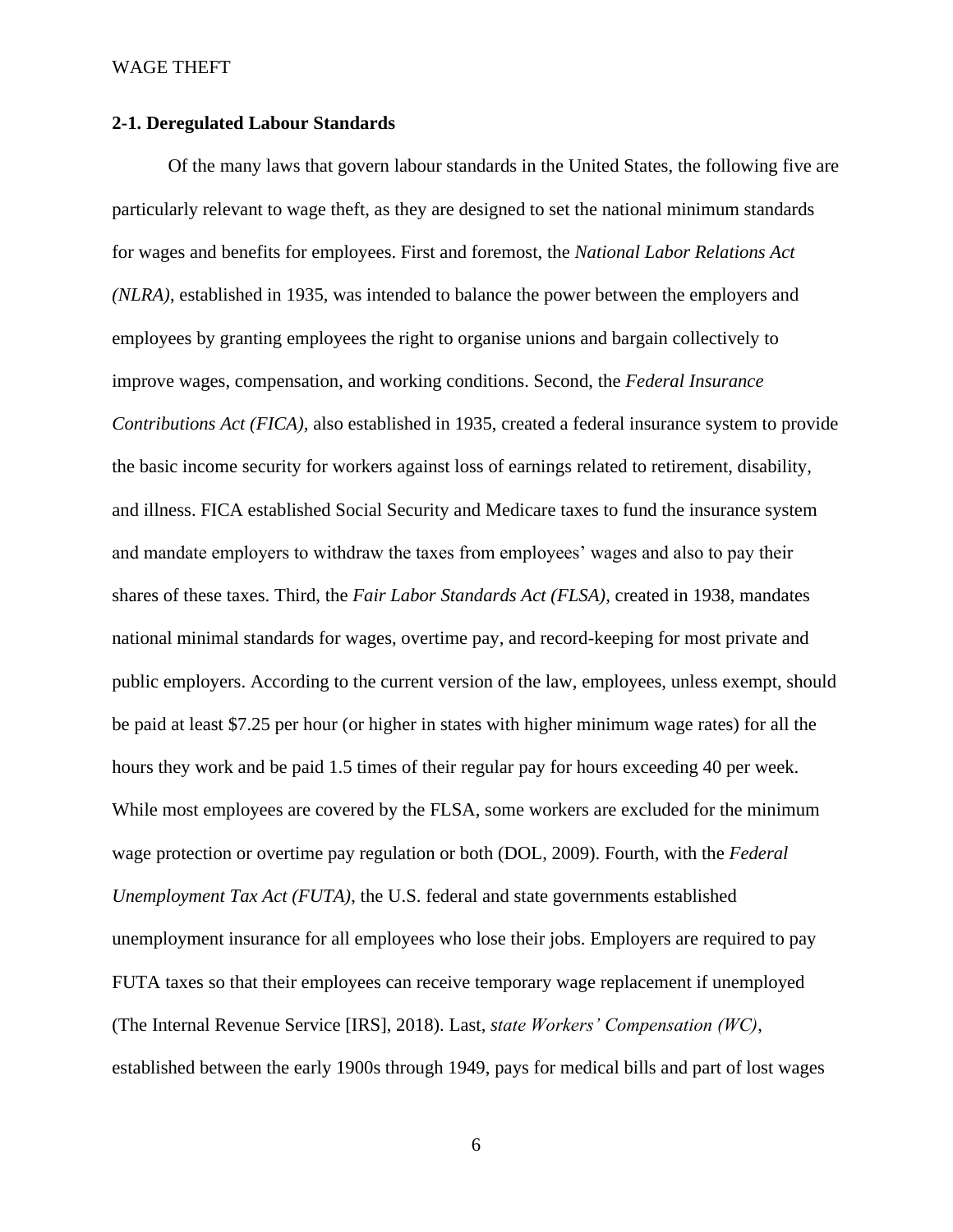### 2-1. Deregulated Labour Standards

Of the many laws that govern labour standards in the United States, the following five are particularly relevant to wage theft, as they are designed to set the national minimum standards for wages and benefits for employees. First and foremost, the *National Labor Relations Act (NLRA)*, established in 1935, was intended to balance the power between the employers and employees by granting employees the right to organise unions and bargain collectively to improve wages, compensation, and working conditions. Second, the *Federal Insurance Contributions Act (FICA),* also established in 1935, created a federal insurance system to provide the basic income security for workers against loss of earnings related to retirement, disability, and illness. FICA established Social Security and Medicare taxes to fund the insurance system and mandate employers to withdraw the taxes from employees' wages and also to pay their shares of these taxes. Third, the *Fair Labor Standards Act (FLSA),* created in 1938, mandates national minimal standards for wages, overtime pay, and record-keeping for most private and public employers. According to the current version of the law, employees, unless exempt, should be paid at least $7.25 per hour (or higher in states with higher minimum wage rates) for all the hours they work and be paid 1.5 times of their regular pay for hours exceeding 40 per week. While most employees are covered by the FLSA, some workers are excluded for the minimum wage protection or overtime pay regulation or both (DOL, 2009). Fourth, with the *Federal Unemployment Tax Act (FUTA)*, the U.S. federal and state governments established unemployment insurance for all employees who lose their jobs. Employers are required to pay FUTA taxes so that their employees can receive temporary wage replacement if unemployed (The Internal Revenue Service [IRS], 2018). Last, *state Workers' Compensation (WC)*, established between the early 1900s through 1949, pays for medical bills and part of lost wages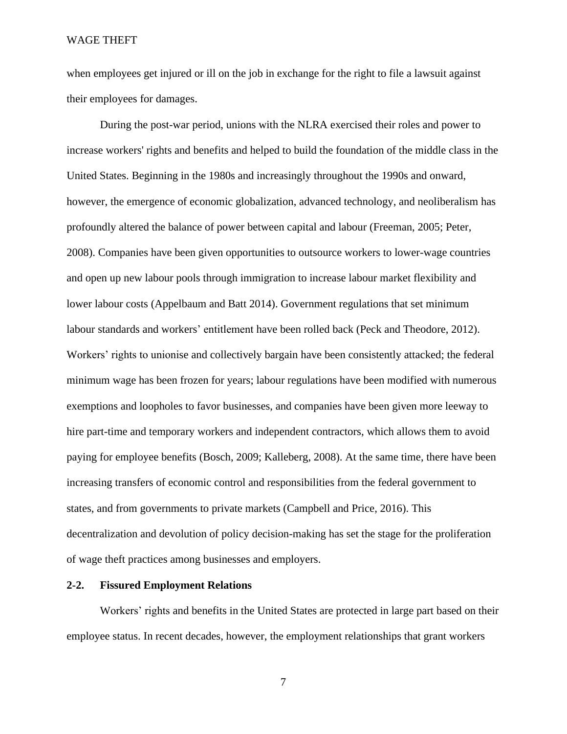when employees get injured or ill on the job in exchange for the right to file a lawsuit against their employees for damages.

During the post-war period, unions with the NLRA exercised their roles and power to increase workers' rights and benefits and helped to build the foundation of the middle class in the United States. Beginning in the 1980s and increasingly throughout the 1990s and onward, however, the emergence of economic globalization, advanced technology, and neoliberalism has profoundly altered the balance of power between capital and labour (Freeman, 2005; Peter, 2008). Companies have been given opportunities to outsource workers to lower-wage countries and open up new labour pools through immigration to increase labour market flexibility and lower labour costs (Appelbaum and Batt 2014). Government regulations that set minimum labour standards and workers' entitlement have been rolled back (Peck and Theodore, 2012). Workers' rights to unionise and collectively bargain have been consistently attacked; the federal minimum wage has been frozen for years; labour regulations have been modified with numerous exemptions and loopholes to favor businesses, and companies have been given more leeway to hire part-time and temporary workers and independent contractors, which allows them to avoid paying for employee benefits (Bosch, 2009; Kalleberg, 2008). At the same time, there have been increasing transfers of economic control and responsibilities from the federal government to states, and from governments to private markets (Campbell and Price, 2016). This decentralization and devolution of policy decision-making has set the stage for the proliferation of wage theft practices among businesses and employers.

### 2-2. Fissured Employment Relations

Workers' rights and benefits in the United States are protected in large part based on their employee status. In recent decades, however, the employment relationships that grant workers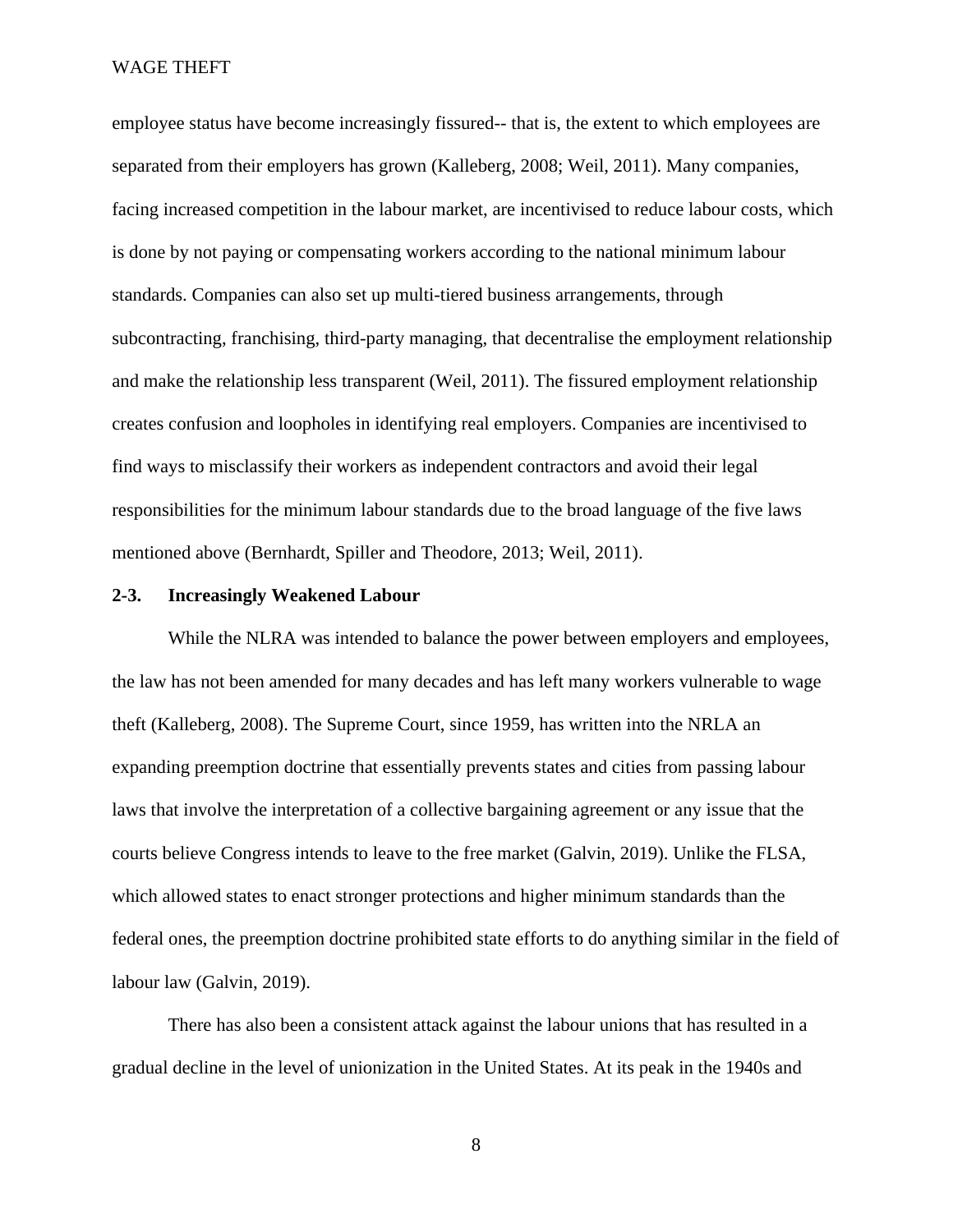employee status have become increasingly fissured-- that is, the extent to which employees are separated from their employers has grown (Kalleberg, 2008; Weil, 2011). Many companies, facing increased competition in the labour market, are incentivised to reduce labour costs, which is done by not paying or compensating workers according to the national minimum labour standards. Companies can also set up multi-tiered business arrangements, through subcontracting, franchising, third-party managing, that decentralise the employment relationship and make the relationship less transparent (Weil, 2011). The fissured employment relationship creates confusion and loopholes in identifying real employers. Companies are incentivised to find ways to misclassify their workers as independent contractors and avoid their legal responsibilities for the minimum labour standards due to the broad language of the five laws mentioned above (Bernhardt, Spiller and Theodore, 2013; Weil, 2011).

### 2-3. Increasingly Weakened Labour

While the NLRA was intended to balance the power between employers and employees, the law has not been amended for many decades and has left many workers vulnerable to wage theft (Kalleberg, 2008). The Supreme Court, since 1959, has written into the NRLA an expanding preemption doctrine that essentially prevents states and cities from passing labour laws that involve the interpretation of a collective bargaining agreement or any issue that the courts believe Congress intends to leave to the free market (Galvin, 2019). Unlike the FLSA, which allowed states to enact stronger protections and higher minimum standards than the federal ones, the preemption doctrine prohibited state efforts to do anything similar in the field of labour law (Galvin, 2019).

There has also been a consistent attack against the labour unions that has resulted in a gradual decline in the level of unionization in the United States. At its peak in the 1940s and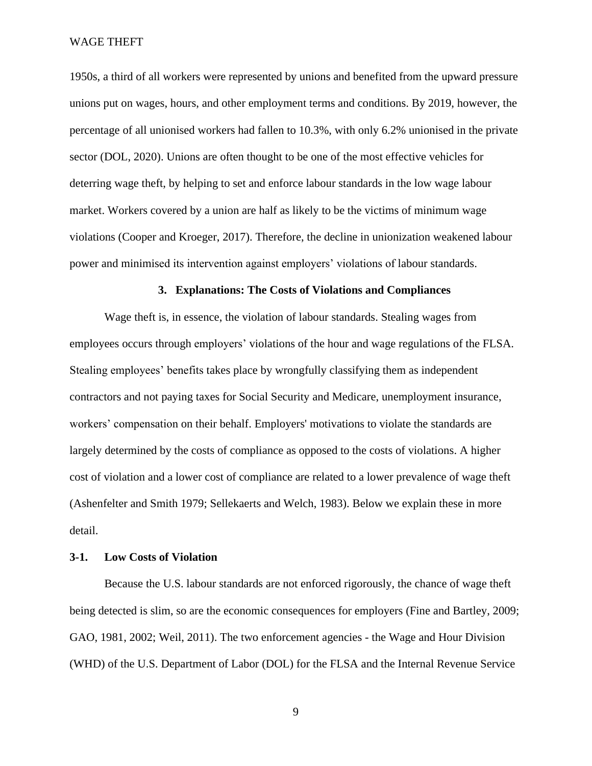1950s, a third of all workers were represented by unions and benefited from the upward pressure unions put on wages, hours, and other employment terms and conditions. By 2019, however, the percentage of all unionised workers had fallen to 10.3%, with only 6.2% unionised in the private sector (DOL, 2020). Unions are often thought to be one of the most effective vehicles for deterring wage theft, by helping to set and enforce labour standards in the low wage labour market. Workers covered by a union are half as likely to be the victims of minimum wage violations (Cooper and Kroeger, 2017). Therefore, the decline in unionization weakened labour power and minimised its intervention against employers' violations of labour standards.

## 3. Explanations: The Costs of Violations and Compliances

Wage theft is, in essence, the violation of labour standards. Stealing wages from employees occurs through employers' violations of the hour and wage regulations of the FLSA. Stealing employees' benefits takes place by wrongfully classifying them as independent contractors and not paying taxes for Social Security and Medicare, unemployment insurance, workers' compensation on their behalf. Employers' motivations to violate the standards are largely determined by the costs of compliance as opposed to the costs of violations. A higher cost of violation and a lower cost of compliance are related to a lower prevalence of wage theft (Ashenfelter and Smith 1979; Sellekaerts and Welch, 1983). Below we explain these in more detail.

### 3-1. Low Costs of Violation

Because the U.S. labour standards are not enforced rigorously, the chance of wage theft being detected is slim, so are the economic consequences for employers (Fine and Bartley, 2009; GAO, 1981, 2002; Weil, 2011). The two enforcement agencies - the Wage and Hour Division (WHD) of the U.S. Department of Labor (DOL) for the FLSA and the Internal Revenue Service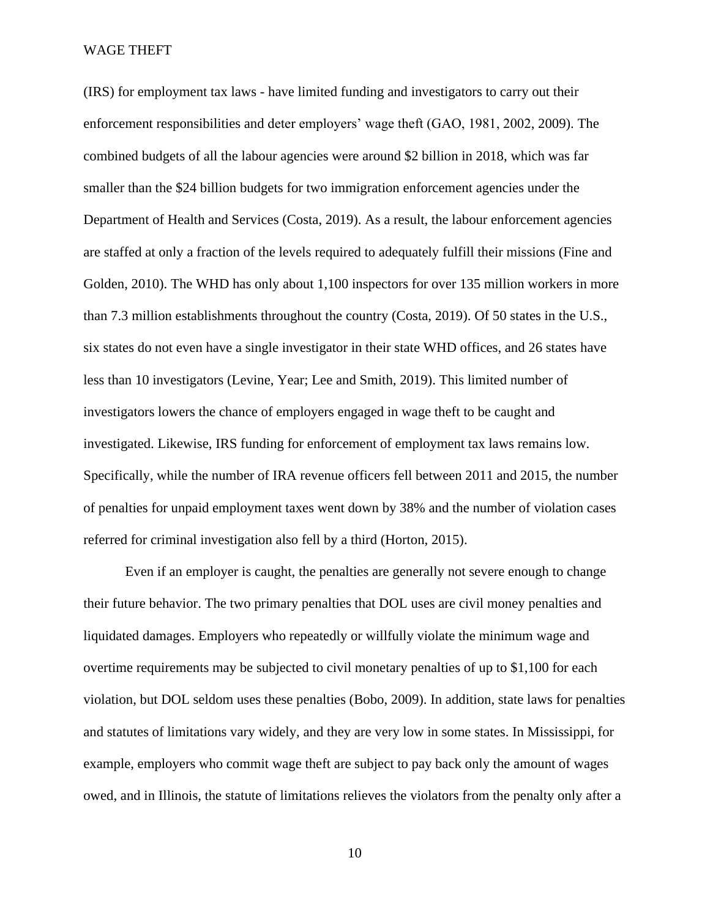(IRS) for employment tax laws - have limited funding and investigators to carry out their enforcement responsibilities and deter employers' wage theft (GAO, 1981, 2002, 2009). The combined budgets of all the labour agencies were around $2 billion in 2018, which was far smaller than the $24 billion budgets for two immigration enforcement agencies under the Department of Health and Services (Costa, 2019). As a result, the labour enforcement agencies are staffed at only a fraction of the levels required to adequately fulfill their missions (Fine and Golden, 2010). The WHD has only about 1,100 inspectors for over 135 million workers in more than 7.3 million establishments throughout the country (Costa, 2019). Of 50 states in the U.S., six states do not even have a single investigator in their state WHD offices, and 26 states have less than 10 investigators (Levine, Year; Lee and Smith, 2019). This limited number of investigators lowers the chance of employers engaged in wage theft to be caught and investigated. Likewise, IRS funding for enforcement of employment tax laws remains low. Specifically, while the number of IRA revenue officers fell between 2011 and 2015, the number of penalties for unpaid employment taxes went down by 38% and the number of violation cases referred for criminal investigation also fell by a third (Horton, 2015).

Even if an employer is caught, the penalties are generally not severe enough to change their future behavior. The two primary penalties that DOL uses are civil money penalties and liquidated damages. Employers who repeatedly or willfully violate the minimum wage and overtime requirements may be subjected to civil monetary penalties of up to $1,100 for each violation, but DOL seldom uses these penalties (Bobo, 2009). In addition, state laws for penalties and statutes of limitations vary widely, and they are very low in some states. In Mississippi, for example, employers who commit wage theft are subject to pay back only the amount of wages owed, and in Illinois, the statute of limitations relieves the violators from the penalty only after a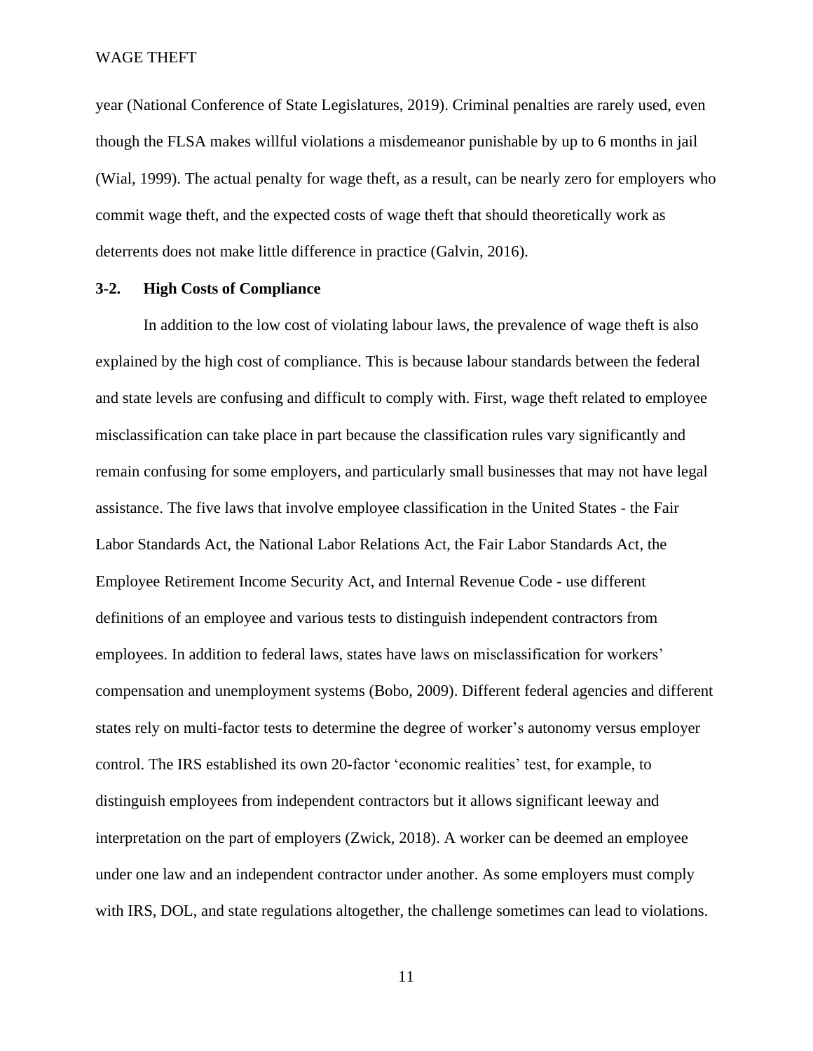year (National Conference of State Legislatures, 2019). Criminal penalties are rarely used, even though the FLSA makes willful violations a misdemeanor punishable by up to 6 months in jail (Wial, 1999). The actual penalty for wage theft, as a result, can be nearly zero for employers who commit wage theft, and the expected costs of wage theft that should theoretically work as deterrents does not make little difference in practice (Galvin, 2016).

### 3-2. High Costs of Compliance

In addition to the low cost of violating labour laws, the prevalence of wage theft is also explained by the high cost of compliance. This is because labour standards between the federal and state levels are confusing and difficult to comply with. First, wage theft related to employee misclassification can take place in part because the classification rules vary significantly and remain confusing for some employers, and particularly small businesses that may not have legal assistance. The five laws that involve employee classification in the United States - the Fair Labor Standards Act, the National Labor Relations Act, the Fair Labor Standards Act, the Employee Retirement Income Security Act, and Internal Revenue Code - use different definitions of an employee and various tests to distinguish independent contractors from employees. In addition to federal laws, states have laws on misclassification for workers' compensation and unemployment systems (Bobo, 2009). Different federal agencies and different states rely on multi-factor tests to determine the degree of worker's autonomy versus employer control. The IRS established its own 20-factor 'economic realities' test, for example, to distinguish employees from independent contractors but it allows significant leeway and interpretation on the part of employers (Zwick, 2018). A worker can be deemed an employee under one law and an independent contractor under another. As some employers must comply with IRS, DOL, and state regulations altogether, the challenge sometimes can lead to violations.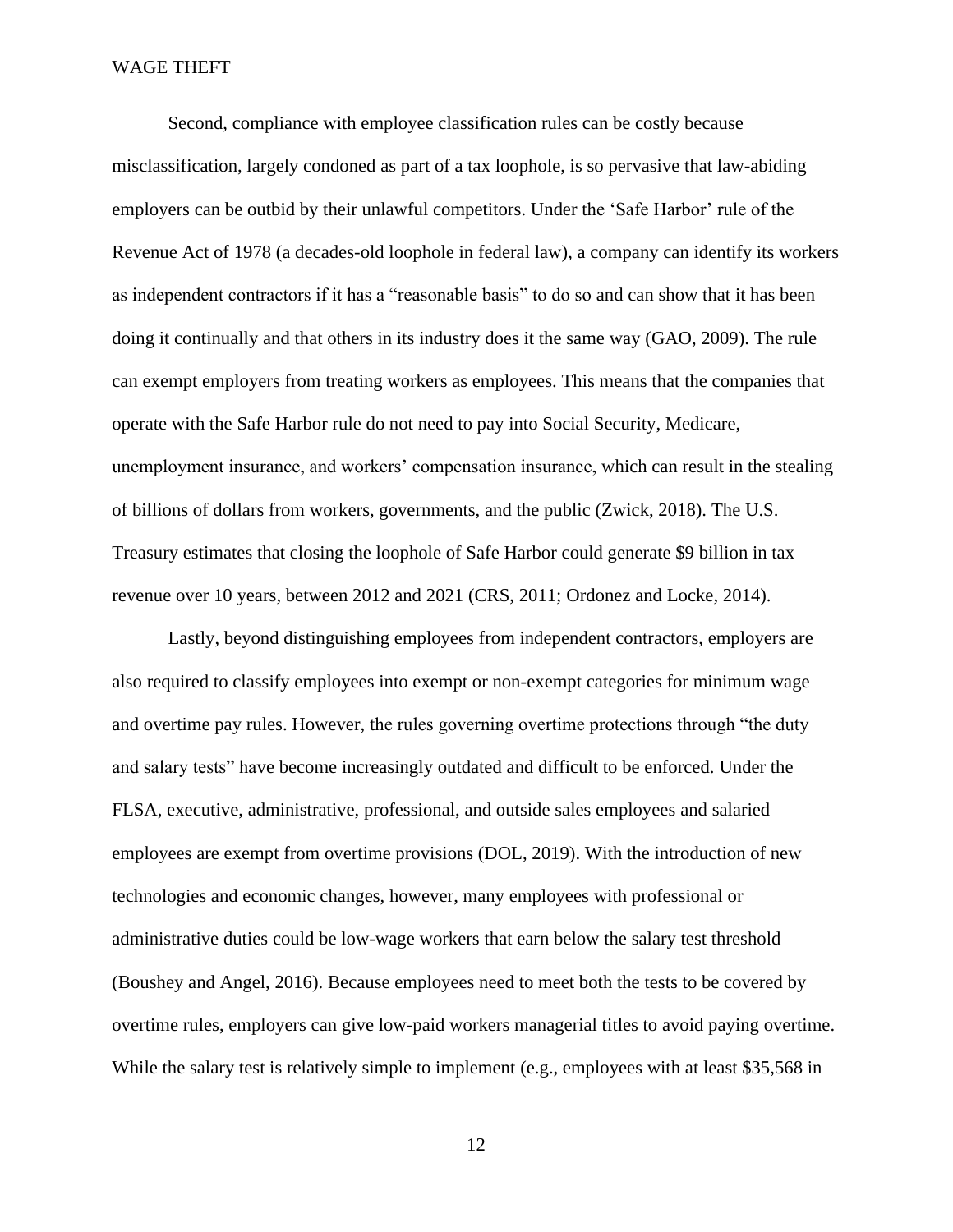Second, compliance with employee classification rules can be costly because misclassification, largely condoned as part of a tax loophole, is so pervasive that law-abiding employers can be outbid by their unlawful competitors. Under the 'Safe Harbor' rule of the Revenue Act of 1978 (a decades-old loophole in federal law), a company can identify its workers as independent contractors if it has a "reasonable basis" to do so and can show that it has been doing it continually and that others in its industry does it the same way (GAO, 2009). The rule can exempt employers from treating workers as employees. This means that the companies that operate with the Safe Harbor rule do not need to pay into Social Security, Medicare, unemployment insurance, and workers' compensation insurance, which can result in the stealing of billions of dollars from workers, governments, and the public (Zwick, 2018). The U.S. Treasury estimates that closing the loophole of Safe Harbor could generate $9 billion in tax revenue over 10 years, between 2012 and 2021 (CRS, 2011; Ordonez and Locke, 2014).

Lastly, beyond distinguishing employees from independent contractors, employers are also required to classify employees into exempt or non-exempt categories for minimum wage and overtime pay rules. However, the rules governing overtime protections through "the duty and salary tests" have become increasingly outdated and difficult to be enforced. Under the FLSA, executive, administrative, professional, and outside sales employees and salaried employees are exempt from overtime provisions (DOL, 2019). With the introduction of new technologies and economic changes, however, many employees with professional or administrative duties could be low-wage workers that earn below the salary test threshold (Boushey and Angel, 2016). Because employees need to meet both the tests to be covered by overtime rules, employers can give low-paid workers managerial titles to avoid paying overtime. While the salary test is relatively simple to implement (e.g., employees with at least $35,568 in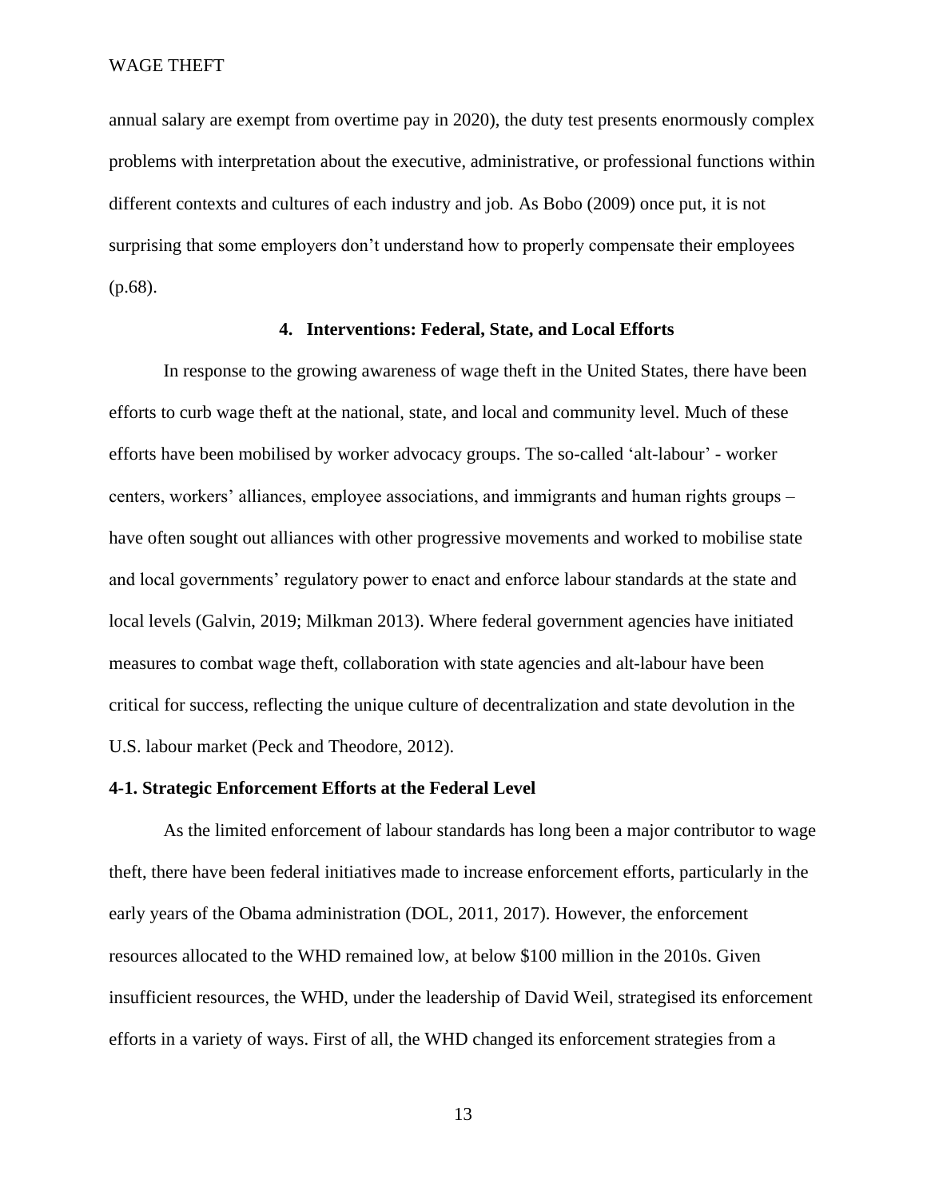annual salary are exempt from overtime pay in 2020), the duty test presents enormously complex problems with interpretation about the executive, administrative, or professional functions within different contexts and cultures of each industry and job. As Bobo (2009) once put, it is not surprising that some employers don't understand how to properly compensate their employees (p.68).

## 4. Interventions: Federal, State, and Local Efforts

In response to the growing awareness of wage theft in the United States, there have been efforts to curb wage theft at the national, state, and local and community level. Much of these efforts have been mobilised by worker advocacy groups. The so-called 'alt-labour' - worker centers, workers' alliances, employee associations, and immigrants and human rights groups – have often sought out alliances with other progressive movements and worked to mobilise state and local governments' regulatory power to enact and enforce labour standards at the state and local levels (Galvin, 2019; Milkman 2013). Where federal government agencies have initiated measures to combat wage theft, collaboration with state agencies and alt-labour have been critical for success, reflecting the unique culture of decentralization and state devolution in the U.S. labour market (Peck and Theodore, 2012).

### 4-1. Strategic Enforcement Efforts at the Federal Level

As the limited enforcement of labour standards has long been a major contributor to wage theft, there have been federal initiatives made to increase enforcement efforts, particularly in the early years of the Obama administration (DOL, 2011, 2017). However, the enforcement resources allocated to the WHD remained low, at below $100 million in the 2010s. Given insufficient resources, the WHD, under the leadership of David Weil, strategised its enforcement efforts in a variety of ways. First of all, the WHD changed its enforcement strategies from a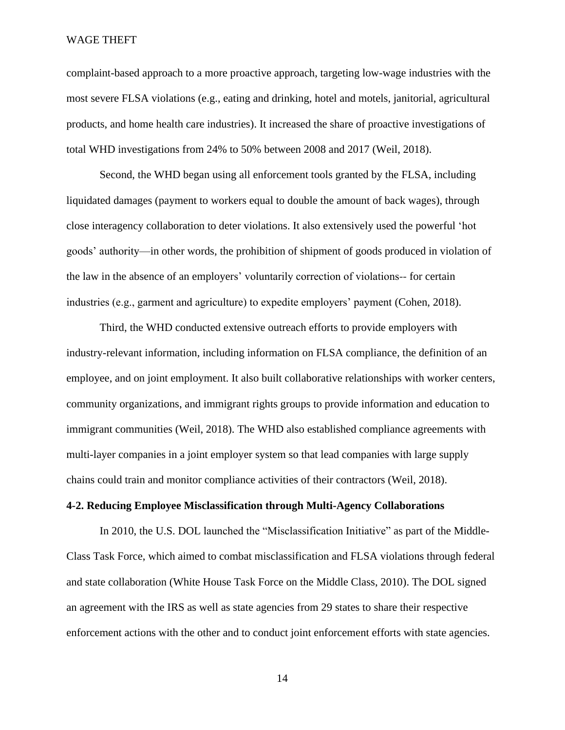complaint-based approach to a more proactive approach, targeting low-wage industries with the most severe FLSA violations (e.g., eating and drinking, hotel and motels, janitorial, agricultural products, and home health care industries). It increased the share of proactive investigations of total WHD investigations from 24% to 50% between 2008 and 2017 (Weil, 2018).

Second, the WHD began using all enforcement tools granted by the FLSA, including liquidated damages (payment to workers equal to double the amount of back wages), through close interagency collaboration to deter violations. It also extensively used the powerful 'hot goods' authority—in other words, the prohibition of shipment of goods produced in violation of the law in the absence of an employers' voluntarily correction of violations-- for certain industries (e.g., garment and agriculture) to expedite employers' payment (Cohen, 2018).

Third, the WHD conducted extensive outreach efforts to provide employers with industry-relevant information, including information on FLSA compliance, the definition of an employee, and on joint employment. It also built collaborative relationships with worker centers, community organizations, and immigrant rights groups to provide information and education to immigrant communities (Weil, 2018). The WHD also established compliance agreements with multi-layer companies in a joint employer system so that lead companies with large supply chains could train and monitor compliance activities of their contractors (Weil, 2018).

**4-2. Reducing Employee Misclassification through Multi-Agency Collaborations**

In 2010, the U.S. DOL launched the "Misclassification Initiative" as part of the Middle-Class Task Force, which aimed to combat misclassification and FLSA violations through federal and state collaboration (White House Task Force on the Middle Class, 2010). The DOL signed an agreement with the IRS as well as state agencies from 29 states to share their respective enforcement actions with the other and to conduct joint enforcement efforts with state agencies.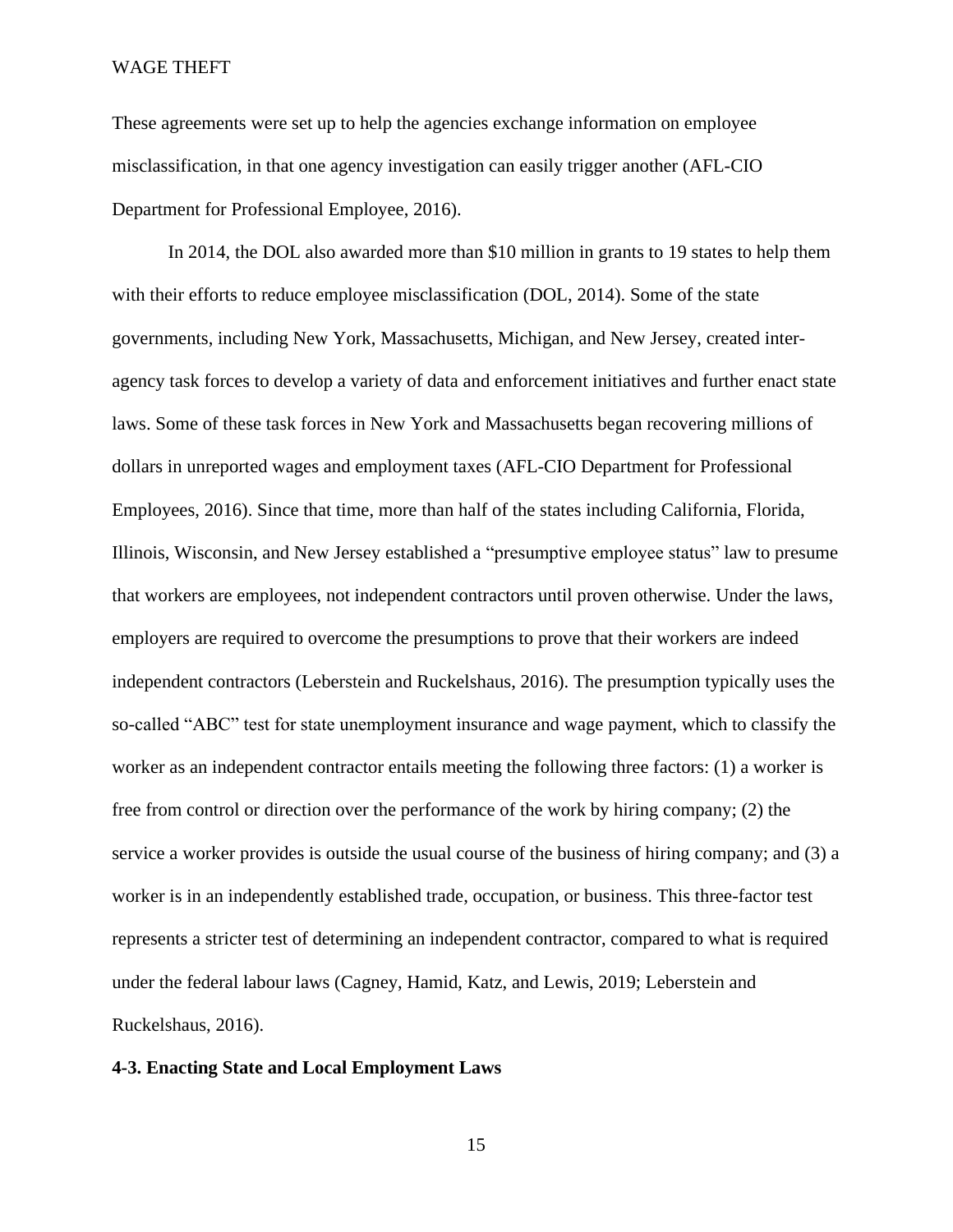These agreements were set up to help the agencies exchange information on employee misclassification, in that one agency investigation can easily trigger another (AFL-CIO Department for Professional Employee, 2016).

In 2014, the DOL also awarded more than $10 million in grants to 19 states to help them with their efforts to reduce employee misclassification (DOL, 2014). Some of the state governments, including New York, Massachusetts, Michigan, and New Jersey, created inter-agency task forces to develop a variety of data and enforcement initiatives and further enact state laws. Some of these task forces in New York and Massachusetts began recovering millions of dollars in unreported wages and employment taxes (AFL-CIO Department for Professional Employees, 2016). Since that time, more than half of the states including California, Florida, Illinois, Wisconsin, and New Jersey established a "presumptive employee status" law to presume that workers are employees, not independent contractors until proven otherwise. Under the laws, employers are required to overcome the presumptions to prove that their workers are indeed independent contractors (Leberstein and Ruckelshaus, 2016). The presumption typically uses the so-called "ABC" test for state unemployment insurance and wage payment, which to classify the worker as an independent contractor entails meeting the following three factors: (1) a worker is free from control or direction over the performance of the work by hiring company; (2) the service a worker provides is outside the usual course of the business of hiring company; and (3) a worker is in an independently established trade, occupation, or business. This three-factor test represents a stricter test of determining an independent contractor, compared to what is required under the federal labour laws (Cagney, Hamid, Katz, and Lewis, 2019; Leberstein and Ruckelshaus, 2016).

### 4-3. Enacting State and Local Employment Laws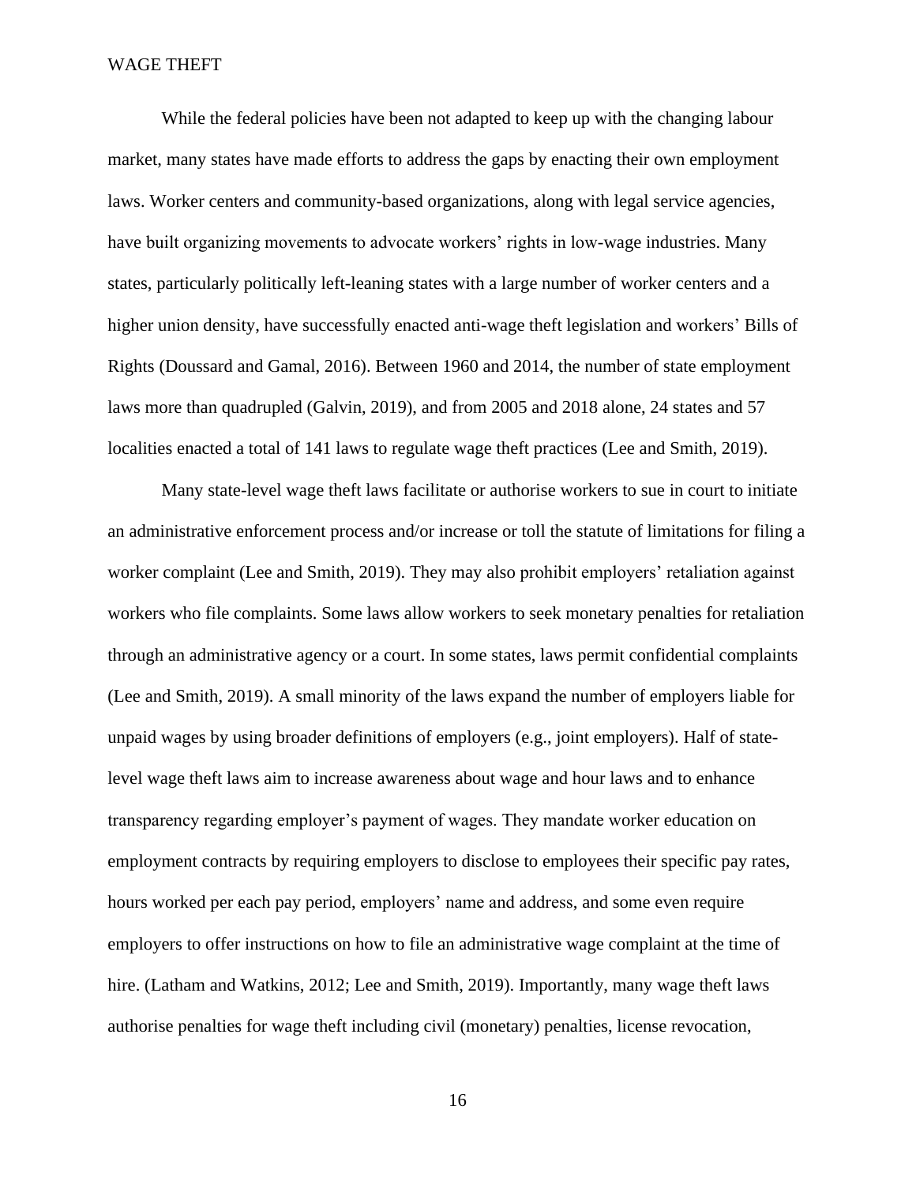While the federal policies have been not adapted to keep up with the changing labour market, many states have made efforts to address the gaps by enacting their own employment laws. Worker centers and community-based organizations, along with legal service agencies, have built organizing movements to advocate workers' rights in low-wage industries. Many states, particularly politically left-leaning states with a large number of worker centers and a higher union density, have successfully enacted anti-wage theft legislation and workers' Bills of Rights (Doussard and Gamal, 2016). Between 1960 and 2014, the number of state employment laws more than quadrupled (Galvin, 2019), and from 2005 and 2018 alone, 24 states and 57 localities enacted a total of 141 laws to regulate wage theft practices (Lee and Smith, 2019).

Many state-level wage theft laws facilitate or authorise workers to sue in court to initiate an administrative enforcement process and/or increase or toll the statute of limitations for filing a worker complaint (Lee and Smith, 2019). They may also prohibit employers' retaliation against workers who file complaints. Some laws allow workers to seek monetary penalties for retaliation through an administrative agency or a court. In some states, laws permit confidential complaints (Lee and Smith, 2019). A small minority of the laws expand the number of employers liable for unpaid wages by using broader definitions of employers (e.g., joint employers). Half of state-level wage theft laws aim to increase awareness about wage and hour laws and to enhance transparency regarding employer's payment of wages. They mandate worker education on employment contracts by requiring employers to disclose to employees their specific pay rates, hours worked per each pay period, employers' name and address, and some even require employers to offer instructions on how to file an administrative wage complaint at the time of hire. (Latham and Watkins, 2012; Lee and Smith, 2019). Importantly, many wage theft laws authorise penalties for wage theft including civil (monetary) penalties, license revocation,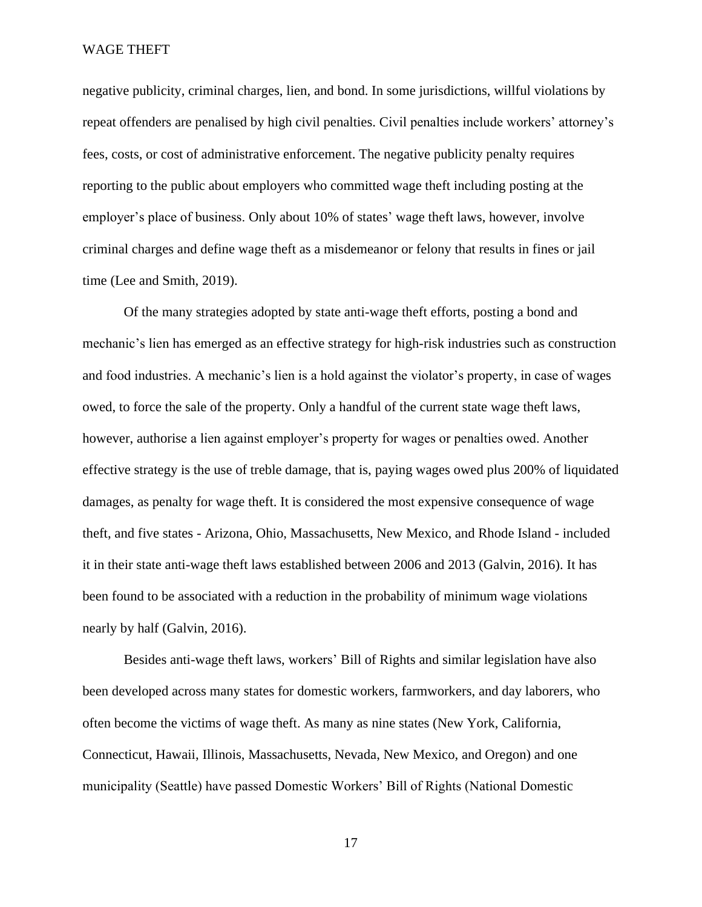negative publicity, criminal charges, lien, and bond. In some jurisdictions, willful violations by repeat offenders are penalised by high civil penalties. Civil penalties include workers' attorney's fees, costs, or cost of administrative enforcement. The negative publicity penalty requires reporting to the public about employers who committed wage theft including posting at the employer's place of business. Only about 10% of states' wage theft laws, however, involve criminal charges and define wage theft as a misdemeanor or felony that results in fines or jail time (Lee and Smith, 2019).

Of the many strategies adopted by state anti-wage theft efforts, posting a bond and mechanic's lien has emerged as an effective strategy for high-risk industries such as construction and food industries. A mechanic's lien is a hold against the violator's property, in case of wages owed, to force the sale of the property. Only a handful of the current state wage theft laws, however, authorise a lien against employer's property for wages or penalties owed. Another effective strategy is the use of treble damage, that is, paying wages owed plus 200% of liquidated damages, as penalty for wage theft. It is considered the most expensive consequence of wage theft, and five states - Arizona, Ohio, Massachusetts, New Mexico, and Rhode Island - included it in their state anti-wage theft laws established between 2006 and 2013 (Galvin, 2016). It has been found to be associated with a reduction in the probability of minimum wage violations nearly by half (Galvin, 2016).

Besides anti-wage theft laws, workers' Bill of Rights and similar legislation have also been developed across many states for domestic workers, farmworkers, and day laborers, who often become the victims of wage theft. As many as nine states (New York, California, Connecticut, Hawaii, Illinois, Massachusetts, Nevada, New Mexico, and Oregon) and one municipality (Seattle) have passed Domestic Workers' Bill of Rights (National Domestic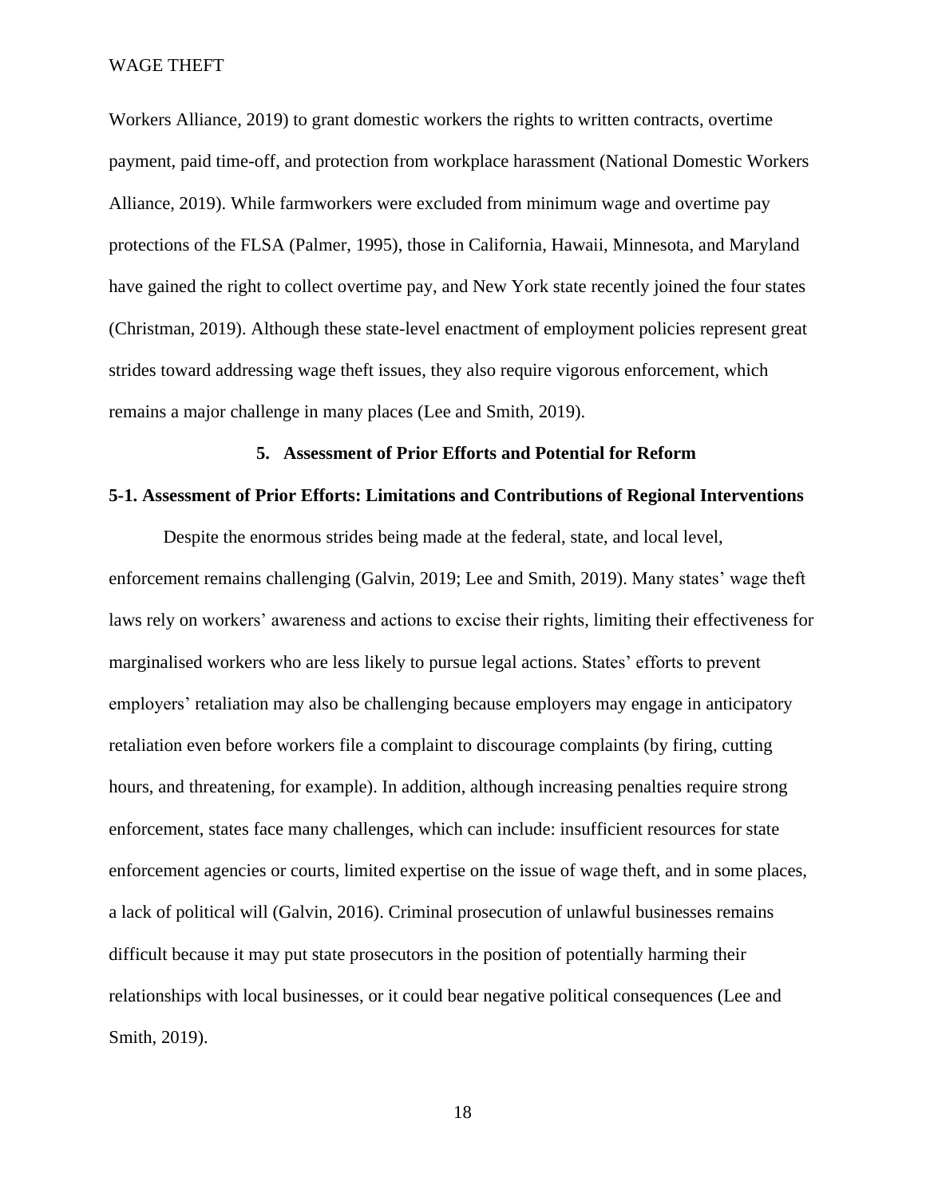Workers Alliance, 2019) to grant domestic workers the rights to written contracts, overtime payment, paid time-off, and protection from workplace harassment (National Domestic Workers Alliance, 2019). While farmworkers were excluded from minimum wage and overtime pay protections of the FLSA (Palmer, 1995), those in California, Hawaii, Minnesota, and Maryland have gained the right to collect overtime pay, and New York state recently joined the four states (Christman, 2019). Although these state-level enactment of employment policies represent great strides toward addressing wage theft issues, they also require vigorous enforcement, which remains a major challenge in many places (Lee and Smith, 2019).

## 5. Assessment of Prior Efforts and Potential for Reform

### 5-1. Assessment of Prior Efforts: Limitations and Contributions of Regional Interventions

Despite the enormous strides being made at the federal, state, and local level, enforcement remains challenging (Galvin, 2019; Lee and Smith, 2019). Many states' wage theft laws rely on workers' awareness and actions to excise their rights, limiting their effectiveness for marginalised workers who are less likely to pursue legal actions. States' efforts to prevent employers' retaliation may also be challenging because employers may engage in anticipatory retaliation even before workers file a complaint to discourage complaints (by firing, cutting hours, and threatening, for example). In addition, although increasing penalties require strong enforcement, states face many challenges, which can include: insufficient resources for state enforcement agencies or courts, limited expertise on the issue of wage theft, and in some places, a lack of political will (Galvin, 2016). Criminal prosecution of unlawful businesses remains difficult because it may put state prosecutors in the position of potentially harming their relationships with local businesses, or it could bear negative political consequences (Lee and Smith, 2019).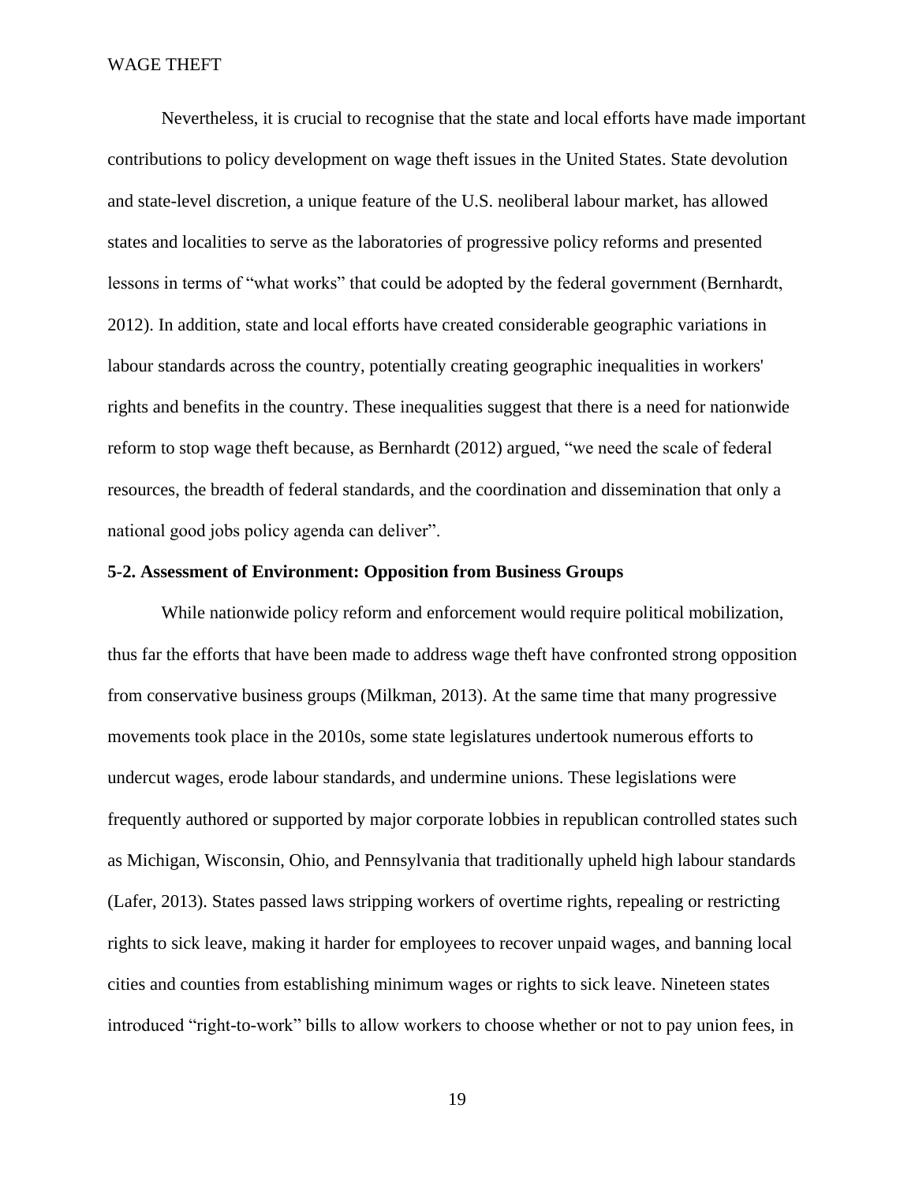Nevertheless, it is crucial to recognise that the state and local efforts have made important contributions to policy development on wage theft issues in the United States. State devolution and state-level discretion, a unique feature of the U.S. neoliberal labour market, has allowed states and localities to serve as the laboratories of progressive policy reforms and presented lessons in terms of "what works" that could be adopted by the federal government (Bernhardt, 2012). In addition, state and local efforts have created considerable geographic variations in labour standards across the country, potentially creating geographic inequalities in workers' rights and benefits in the country. These inequalities suggest that there is a need for nationwide reform to stop wage theft because, as Bernhardt (2012) argued, "we need the scale of federal resources, the breadth of federal standards, and the coordination and dissemination that only a national good jobs policy agenda can deliver".

**5-2. Assessment of Environment: Opposition from Business Groups**

While nationwide policy reform and enforcement would require political mobilization, thus far the efforts that have been made to address wage theft have confronted strong opposition from conservative business groups (Milkman, 2013). At the same time that many progressive movements took place in the 2010s, some state legislatures undertook numerous efforts to undercut wages, erode labour standards, and undermine unions. These legislations were frequently authored or supported by major corporate lobbies in republican controlled states such as Michigan, Wisconsin, Ohio, and Pennsylvania that traditionally upheld high labour standards (Lafer, 2013). States passed laws stripping workers of overtime rights, repealing or restricting rights to sick leave, making it harder for employees to recover unpaid wages, and banning local cities and counties from establishing minimum wages or rights to sick leave. Nineteen states introduced "right-to-work" bills to allow workers to choose whether or not to pay union fees, in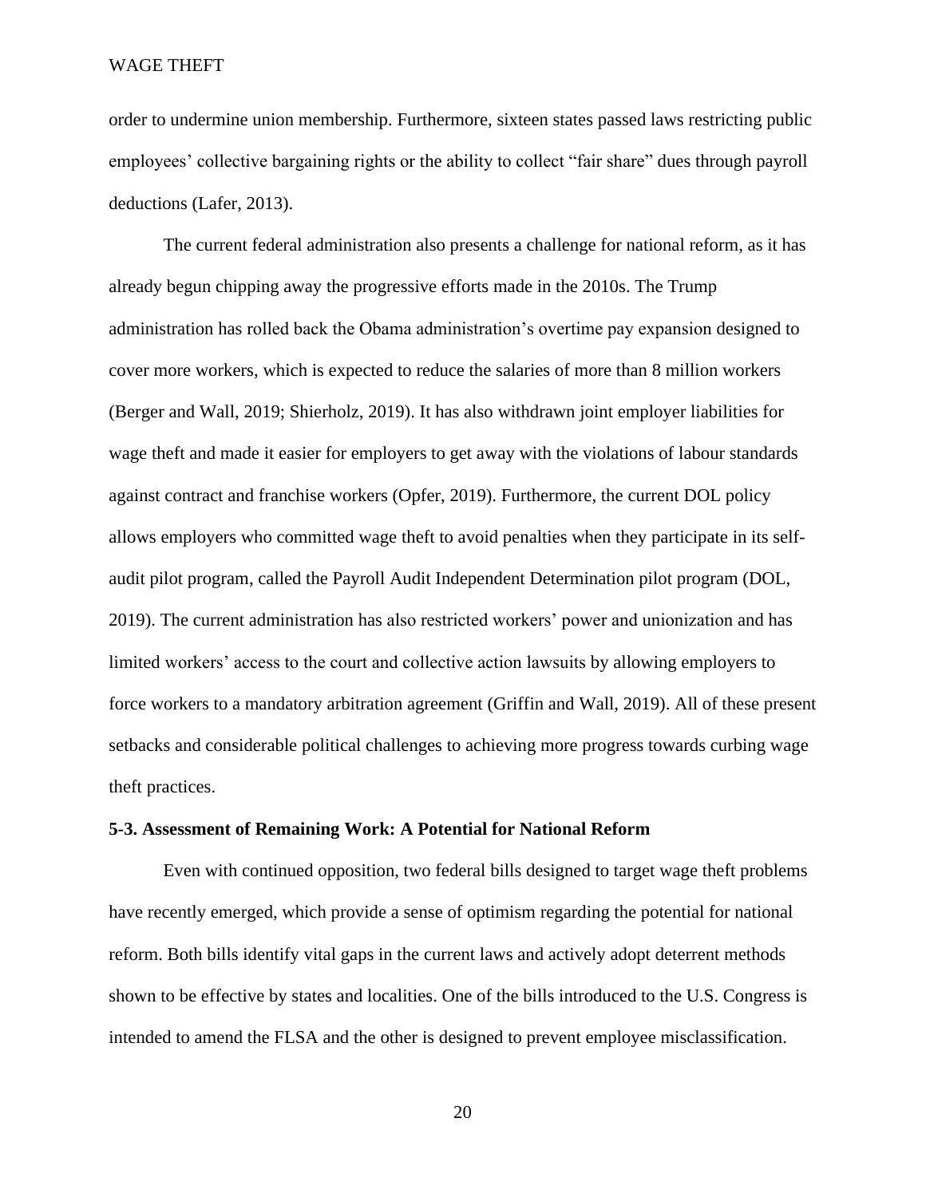order to undermine union membership. Furthermore, sixteen states passed laws restricting public employees' collective bargaining rights or the ability to collect "fair share" dues through payroll deductions (Lafer, 2013).

The current federal administration also presents a challenge for national reform, as it has already begun chipping away the progressive efforts made in the 2010s. The Trump administration has rolled back the Obama administration's overtime pay expansion designed to cover more workers, which is expected to reduce the salaries of more than 8 million workers (Berger and Wall, 2019; Shierholz, 2019). It has also withdrawn joint employer liabilities for wage theft and made it easier for employers to get away with the violations of labour standards against contract and franchise workers (Opfer, 2019). Furthermore, the current DOL policy allows employers who committed wage theft to avoid penalties when they participate in its self-audit pilot program, called the Payroll Audit Independent Determination pilot program (DOL, 2019). The current administration has also restricted workers' power and unionization and has limited workers' access to the court and collective action lawsuits by allowing employers to force workers to a mandatory arbitration agreement (Griffin and Wall, 2019). All of these present setbacks and considerable political challenges to achieving more progress towards curbing wage theft practices.

### 5-3. Assessment of Remaining Work: A Potential for National Reform

Even with continued opposition, two federal bills designed to target wage theft problems have recently emerged, which provide a sense of optimism regarding the potential for national reform. Both bills identify vital gaps in the current laws and actively adopt deterrent methods shown to be effective by states and localities. One of the bills introduced to the U.S. Congress is intended to amend the FLSA and the other is designed to prevent employee misclassification.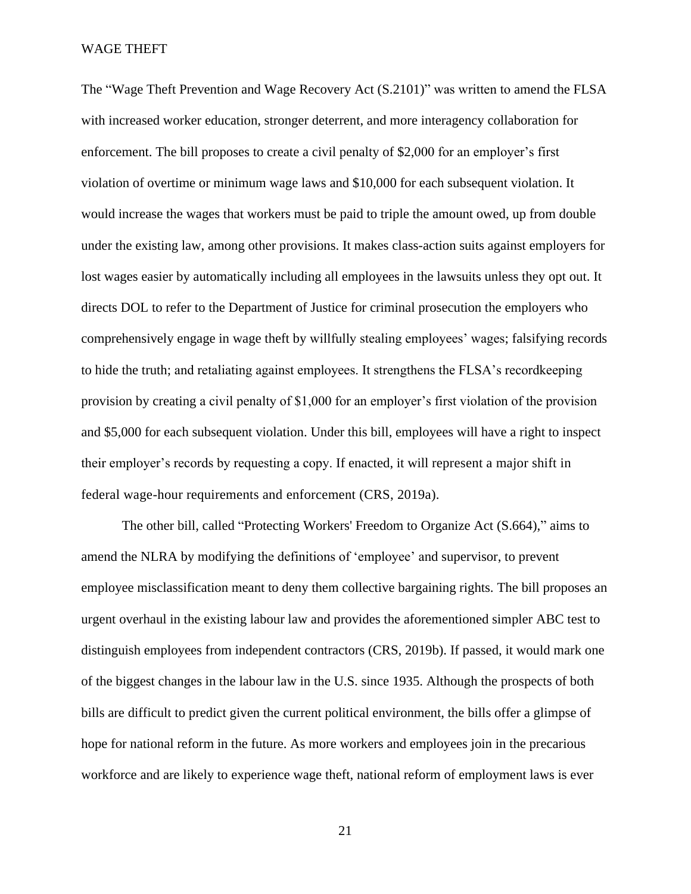The "Wage Theft Prevention and Wage Recovery Act (S.2101)" was written to amend the FLSA with increased worker education, stronger deterrent, and more interagency collaboration for enforcement. The bill proposes to create a civil penalty of $2,000 for an employer's first violation of overtime or minimum wage laws and $10,000 for each subsequent violation. It would increase the wages that workers must be paid to triple the amount owed, up from double under the existing law, among other provisions. It makes class-action suits against employers for lost wages easier by automatically including all employees in the lawsuits unless they opt out. It directs DOL to refer to the Department of Justice for criminal prosecution the employers who comprehensively engage in wage theft by willfully stealing employees' wages; falsifying records to hide the truth; and retaliating against employees. It strengthens the FLSA's recordkeeping provision by creating a civil penalty of $1,000 for an employer's first violation of the provision and $5,000 for each subsequent violation. Under this bill, employees will have a right to inspect their employer's records by requesting a copy. If enacted, it will represent a major shift in federal wage-hour requirements and enforcement (CRS, 2019a).

The other bill, called "Protecting Workers' Freedom to Organize Act (S.664)," aims to amend the NLRA by modifying the definitions of 'employee' and supervisor, to prevent employee misclassification meant to deny them collective bargaining rights. The bill proposes an urgent overhaul in the existing labour law and provides the aforementioned simpler ABC test to distinguish employees from independent contractors (CRS, 2019b). If passed, it would mark one of the biggest changes in the labour law in the U.S. since 1935. Although the prospects of both bills are difficult to predict given the current political environment, the bills offer a glimpse of hope for national reform in the future. As more workers and employees join in the precarious workforce and are likely to experience wage theft, national reform of employment laws is ever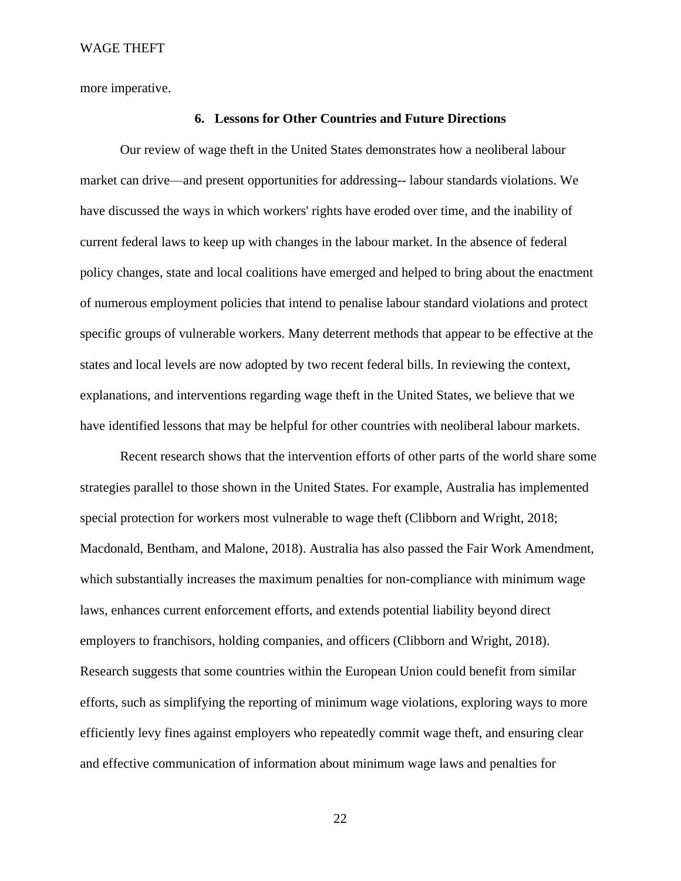more imperative.

## 6. Lessons for Other Countries and Future Directions

Our review of wage theft in the United States demonstrates how a neoliberal labour market can drive—and present opportunities for addressing-- labour standards violations. We have discussed the ways in which workers' rights have eroded over time, and the inability of current federal laws to keep up with changes in the labour market. In the absence of federal policy changes, state and local coalitions have emerged and helped to bring about the enactment of numerous employment policies that intend to penalise labour standard violations and protect specific groups of vulnerable workers. Many deterrent methods that appear to be effective at the states and local levels are now adopted by two recent federal bills. In reviewing the context, explanations, and interventions regarding wage theft in the United States, we believe that we have identified lessons that may be helpful for other countries with neoliberal labour markets.

Recent research shows that the intervention efforts of other parts of the world share some strategies parallel to those shown in the United States. For example, Australia has implemented special protection for workers most vulnerable to wage theft (Clibborn and Wright, 2018; Macdonald, Bentham, and Malone, 2018). Australia has also passed the Fair Work Amendment, which substantially increases the maximum penalties for non-compliance with minimum wage laws, enhances current enforcement efforts, and extends potential liability beyond direct employers to franchisors, holding companies, and officers (Clibborn and Wright, 2018). Research suggests that some countries within the European Union could benefit from similar efforts, such as simplifying the reporting of minimum wage violations, exploring ways to more efficiently levy fines against employers who repeatedly commit wage theft, and ensuring clear and effective communication of information about minimum wage laws and penalties for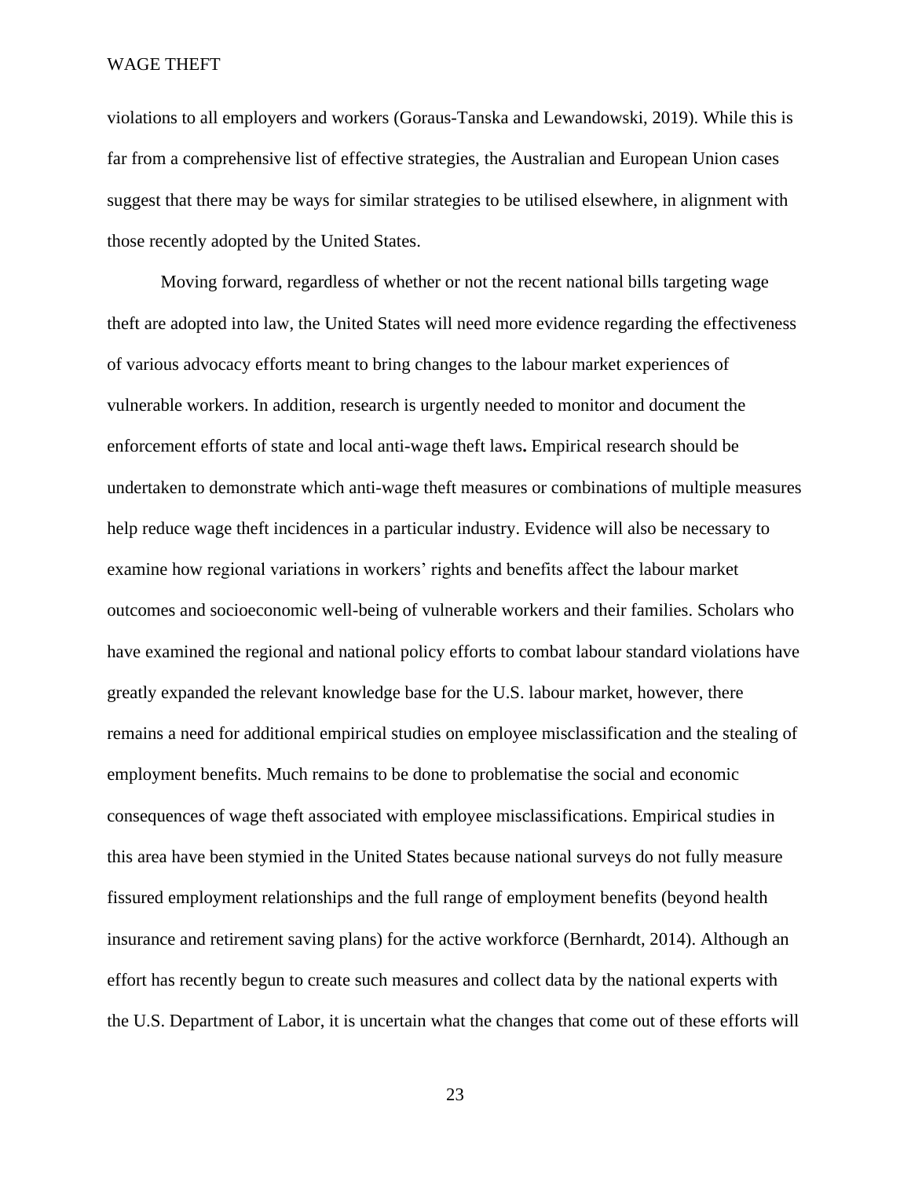violations to all employers and workers (Goraus-Tanska and Lewandowski, 2019). While this is far from a comprehensive list of effective strategies, the Australian and European Union cases suggest that there may be ways for similar strategies to be utilised elsewhere, in alignment with those recently adopted by the United States.

Moving forward, regardless of whether or not the recent national bills targeting wage theft are adopted into law, the United States will need more evidence regarding the effectiveness of various advocacy efforts meant to bring changes to the labour market experiences of vulnerable workers. In addition, research is urgently needed to monitor and document the enforcement efforts of state and local anti-wage theft laws**.** Empirical research should be undertaken to demonstrate which anti-wage theft measures or combinations of multiple measures help reduce wage theft incidences in a particular industry. Evidence will also be necessary to examine how regional variations in workers' rights and benefits affect the labour market outcomes and socioeconomic well-being of vulnerable workers and their families. Scholars who have examined the regional and national policy efforts to combat labour standard violations have greatly expanded the relevant knowledge base for the U.S. labour market, however, there remains a need for additional empirical studies on employee misclassification and the stealing of employment benefits. Much remains to be done to problematise the social and economic consequences of wage theft associated with employee misclassifications. Empirical studies in this area have been stymied in the United States because national surveys do not fully measure fissured employment relationships and the full range of employment benefits (beyond health insurance and retirement saving plans) for the active workforce (Bernhardt, 2014). Although an effort has recently begun to create such measures and collect data by the national experts with the U.S. Department of Labor, it is uncertain what the changes that come out of these efforts will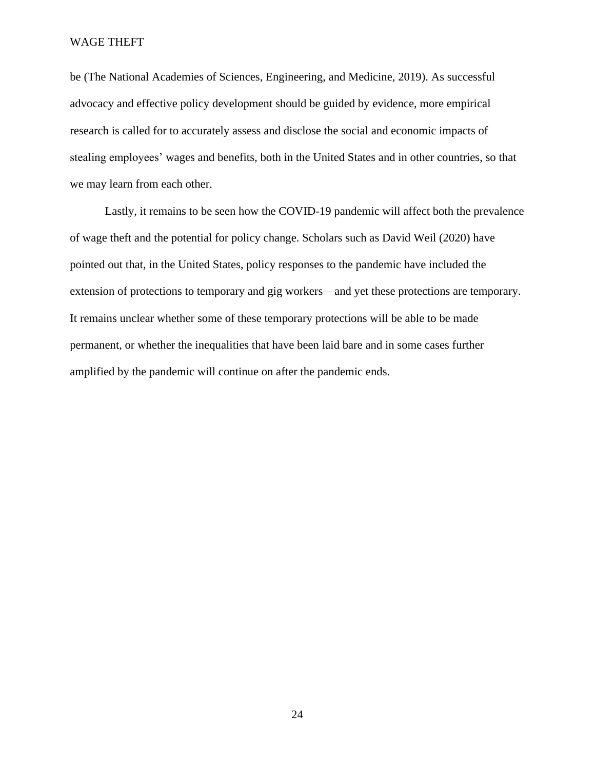be (The National Academies of Sciences, Engineering, and Medicine, 2019). As successful advocacy and effective policy development should be guided by evidence, more empirical research is called for to accurately assess and disclose the social and economic impacts of stealing employees' wages and benefits, both in the United States and in other countries, so that we may learn from each other.

Lastly, it remains to be seen how the COVID-19 pandemic will affect both the prevalence of wage theft and the potential for policy change. Scholars such as David Weil (2020) have pointed out that, in the United States, policy responses to the pandemic have included the extension of protections to temporary and gig workers—and yet these protections are temporary. It remains unclear whether some of these temporary protections will be able to be made permanent, or whether the inequalities that have been laid bare and in some cases further amplified by the pandemic will continue on after the pandemic ends.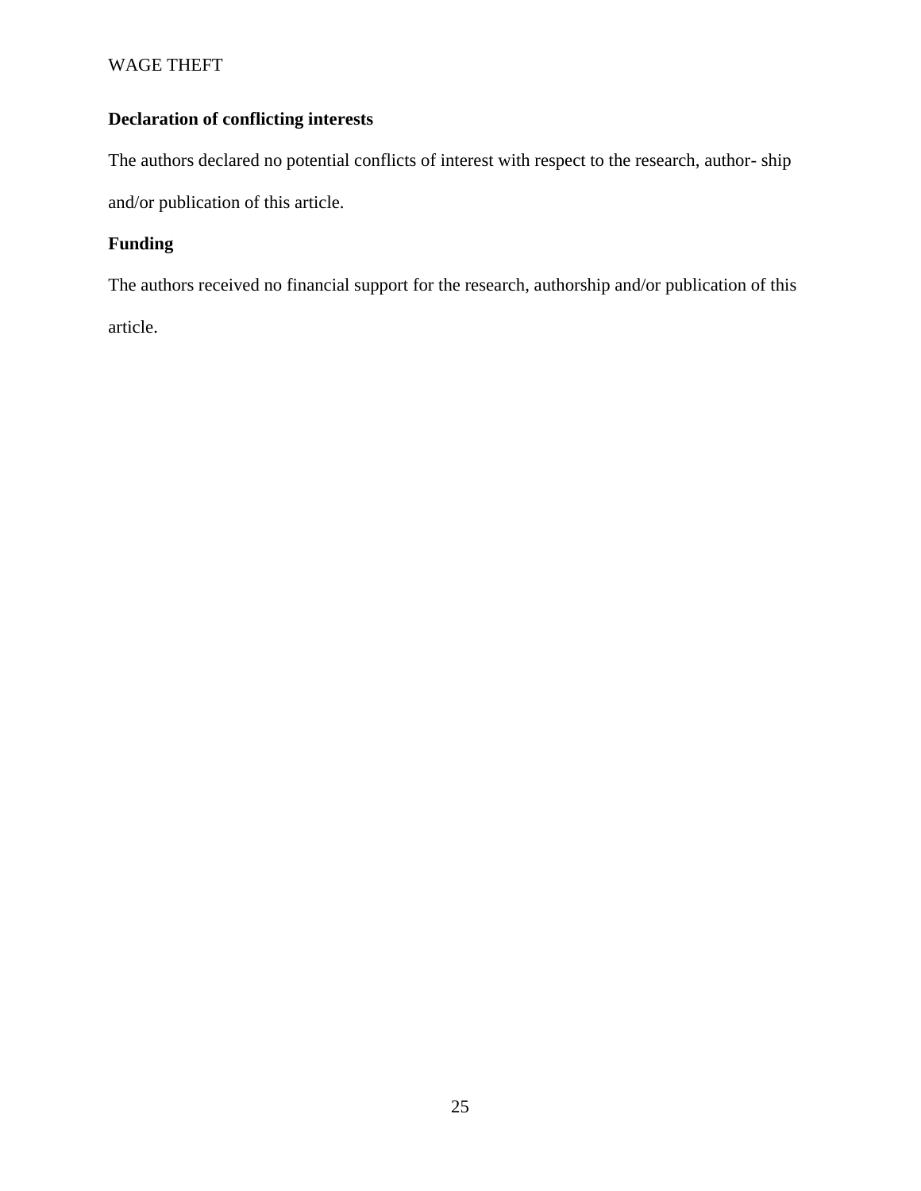**Declaration of conflicting interests**

The authors declared no potential conflicts of interest with respect to the research, author- ship and/or publication of this article.

**Funding**

The authors received no financial support for the research, authorship and/or publication of this article.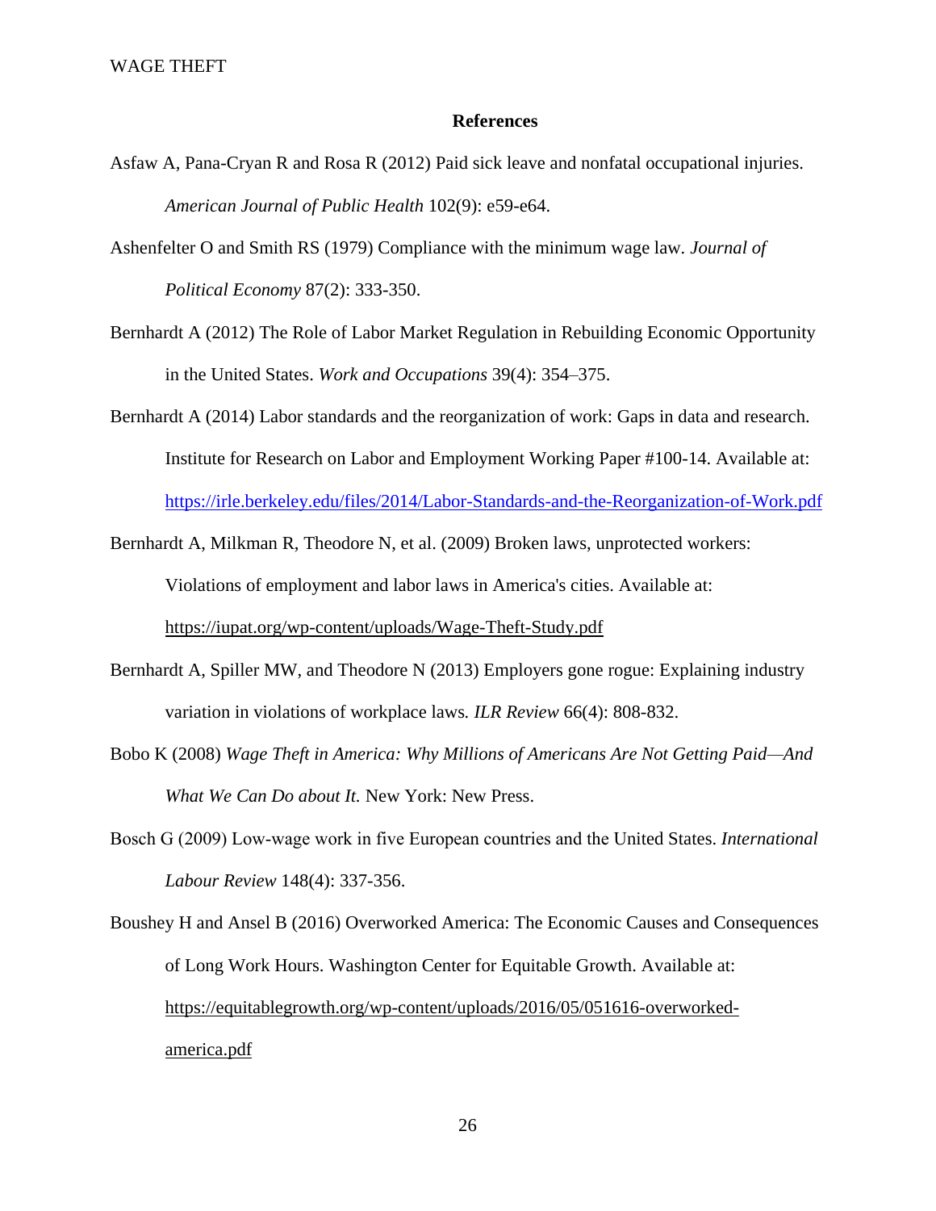## References

Asfaw A, Pana-Cryan R and Rosa R (2012) Paid sick leave and nonfatal occupational injuries. *American Journal of Public Health* 102(9): e59-e64.

Ashenfelter O and Smith RS (1979) Compliance with the minimum wage law. *Journal of Political Economy* 87(2): 333-350.

Bernhardt A (2012) The Role of Labor Market Regulation in Rebuilding Economic Opportunity in the United States. *Work and Occupations* 39(4): 354–375.

Bernhardt A (2014) Labor standards and the reorganization of work: Gaps in data and research. Institute for Research on Labor and Employment Working Paper #100-14. Available at: https://irle.berkeley.edu/files/2014/Labor-Standards-and-the-Reorganization-of-Work.pdf

Bernhardt A, Milkman R, Theodore N, et al. (2009) Broken laws, unprotected workers: Violations of employment and labor laws in America's cities. Available at: https://iupat.org/wp-content/uploads/Wage-Theft-Study.pdf

Bernhardt A, Spiller MW, and Theodore N (2013) Employers gone rogue: Explaining industry variation in violations of workplace laws. *ILR Review* 66(4): 808-832.

Bobo K (2008) *Wage Theft in America: Why Millions of Americans Are Not Getting Paid—And What We Can Do about It*. New York: New Press.

Bosch G (2009) Low-wage work in five European countries and the United States. *International Labour Review* 148(4): 337-356.

Boushey H and Ansel B (2016) Overworked America: The Economic Causes and Consequences of Long Work Hours. Washington Center for Equitable Growth. Available at: https://equitablegrowth.org/wp-content/uploads/2016/05/051616-overworked-america.pdf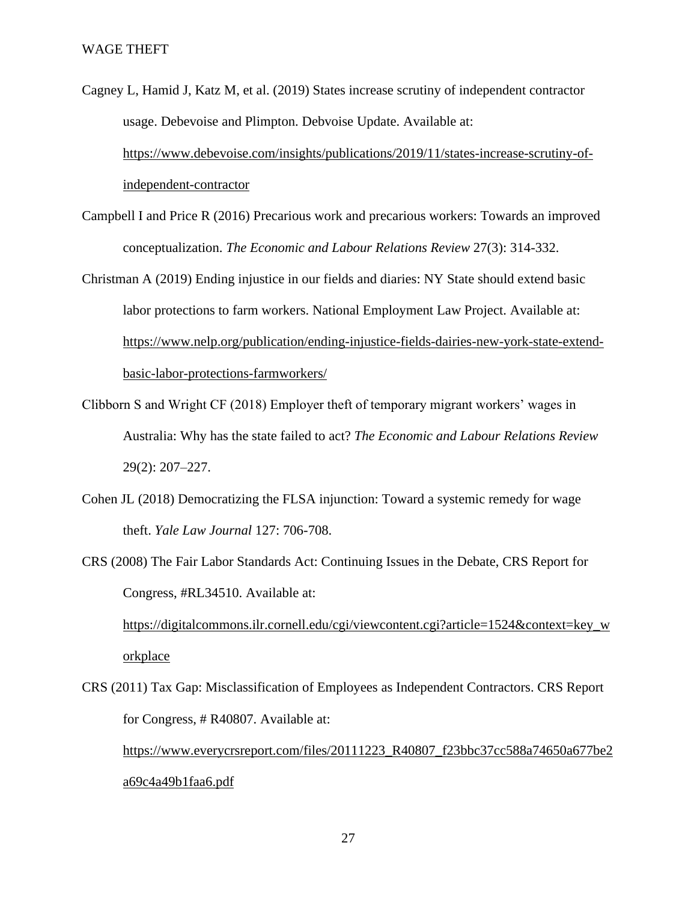Cagney L, Hamid J, Katz M, et al. (2019) States increase scrutiny of independent contractor usage. Debevoise and Plimpton. Debvoise Update. Available at: https://www.debevoise.com/insights/publications/2019/11/states-increase-scrutiny-of-independent-contractor

Campbell I and Price R (2016) Precarious work and precarious workers: Towards an improved conceptualization. *The Economic and Labour Relations Review* 27(3): 314-332.

Christman A (2019) Ending injustice in our fields and diaries: NY State should extend basic labor protections to farm workers. National Employment Law Project. Available at: https://www.nelp.org/publication/ending-injustice-fields-dairies-new-york-state-extend-basic-labor-protections-farmworkers/

Clibborn S and Wright CF (2018) Employer theft of temporary migrant workers' wages in Australia: Why has the state failed to act? *The Economic and Labour Relations Review* 29(2): 207–227.

Cohen JL (2018) Democratizing the FLSA injunction: Toward a systemic remedy for wage theft. *Yale Law Journal* 127: 706-708.

CRS (2008) The Fair Labor Standards Act: Continuing Issues in the Debate, CRS Report for Congress, #RL34510. Available at: https://digitalcommons.ilr.cornell.edu/cgi/viewcontent.cgi?article=1524&context=key_workplace

CRS (2011) Tax Gap: Misclassification of Employees as Independent Contractors. CRS Report for Congress, # R40807. Available at: https://www.everycrsreport.com/files/20111223_R40807_f23bbc37cc588a74650a677be2a69c4a49b1faa6.pdf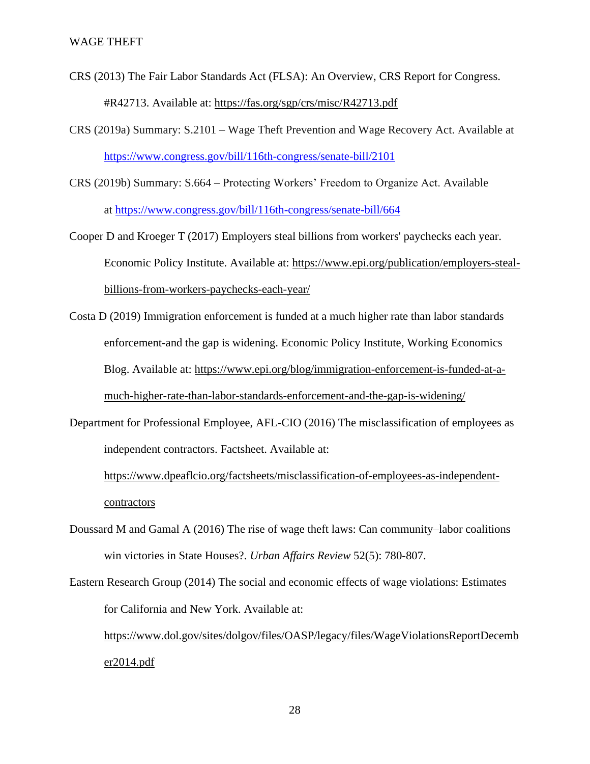CRS (2013) The Fair Labor Standards Act (FLSA): An Overview, CRS Report for Congress. #R42713. Available at: https://fas.org/sgp/crs/misc/R42713.pdf

CRS (2019a) Summary: S.2101 – Wage Theft Prevention and Wage Recovery Act. Available at https://www.congress.gov/bill/116th-congress/senate-bill/2101

CRS (2019b) Summary: S.664 – Protecting Workers' Freedom to Organize Act. Available at https://www.congress.gov/bill/116th-congress/senate-bill/664

Cooper D and Kroeger T (2017) Employers steal billions from workers' paychecks each year. Economic Policy Institute. Available at: https://www.epi.org/publication/employers-steal-billions-from-workers-paychecks-each-year/

Costa D (2019) Immigration enforcement is funded at a much higher rate than labor standards enforcement-and the gap is widening. Economic Policy Institute, Working Economics Blog. Available at: https://www.epi.org/blog/immigration-enforcement-is-funded-at-a-much-higher-rate-than-labor-standards-enforcement-and-the-gap-is-widening/

Department for Professional Employee, AFL-CIO (2016) The misclassification of employees as independent contractors. Factsheet. Available at: https://www.dpeaflcio.org/factsheets/misclassification-of-employees-as-independent-contractors

Doussard M and Gamal A (2016) The rise of wage theft laws: Can community–labor coalitions win victories in State Houses?. *Urban Affairs Review* 52(5): 780-807.

Eastern Research Group (2014) The social and economic effects of wage violations: Estimates for California and New York. Available at: https://www.dol.gov/sites/dolgov/files/OASP/legacy/files/WageViolationsReportDecember2014.pdf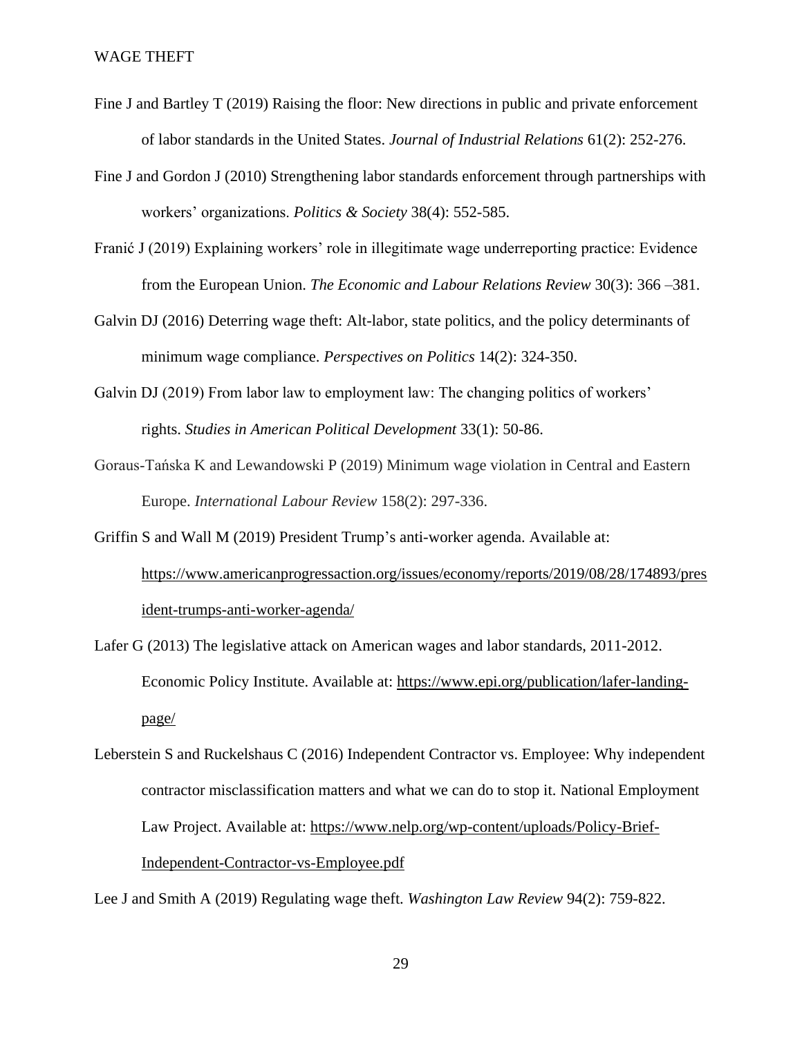Fine J and Bartley T (2019) Raising the floor: New directions in public and private enforcement of labor standards in the United States. *Journal of Industrial Relations* 61(2): 252-276.

Fine J and Gordon J (2010) Strengthening labor standards enforcement through partnerships with workers' organizations. *Politics & Society* 38(4): 552-585.

Franić J (2019) Explaining workers' role in illegitimate wage underreporting practice: Evidence from the European Union. *The Economic and Labour Relations Review* 30(3): 366 –381.

Galvin DJ (2016) Deterring wage theft: Alt-labor, state politics, and the policy determinants of minimum wage compliance. *Perspectives on Politics* 14(2): 324-350.

Galvin DJ (2019) From labor law to employment law: The changing politics of workers' rights. *Studies in American Political Development* 33(1): 50-86.

Goraus-Tańska K and Lewandowski P (2019) Minimum wage violation in Central and Eastern Europe. *International Labour Review* 158(2): 297-336.

Griffin S and Wall M (2019) President Trump's anti-worker agenda. Available at: https://www.americanprogressaction.org/issues/economy/reports/2019/08/28/174893/president-trumps-anti-worker-agenda/

Lafer G (2013) The legislative attack on American wages and labor standards, 2011-2012. Economic Policy Institute. Available at: https://www.epi.org/publication/lafer-landing-page/

Leberstein S and Ruckelshaus C (2016) Independent Contractor vs. Employee: Why independent contractor misclassification matters and what we can do to stop it. National Employment Law Project. Available at: https://www.nelp.org/wp-content/uploads/Policy-Brief-Independent-Contractor-vs-Employee.pdf

Lee J and Smith A (2019) Regulating wage theft. *Washington Law Review* 94(2): 759-822.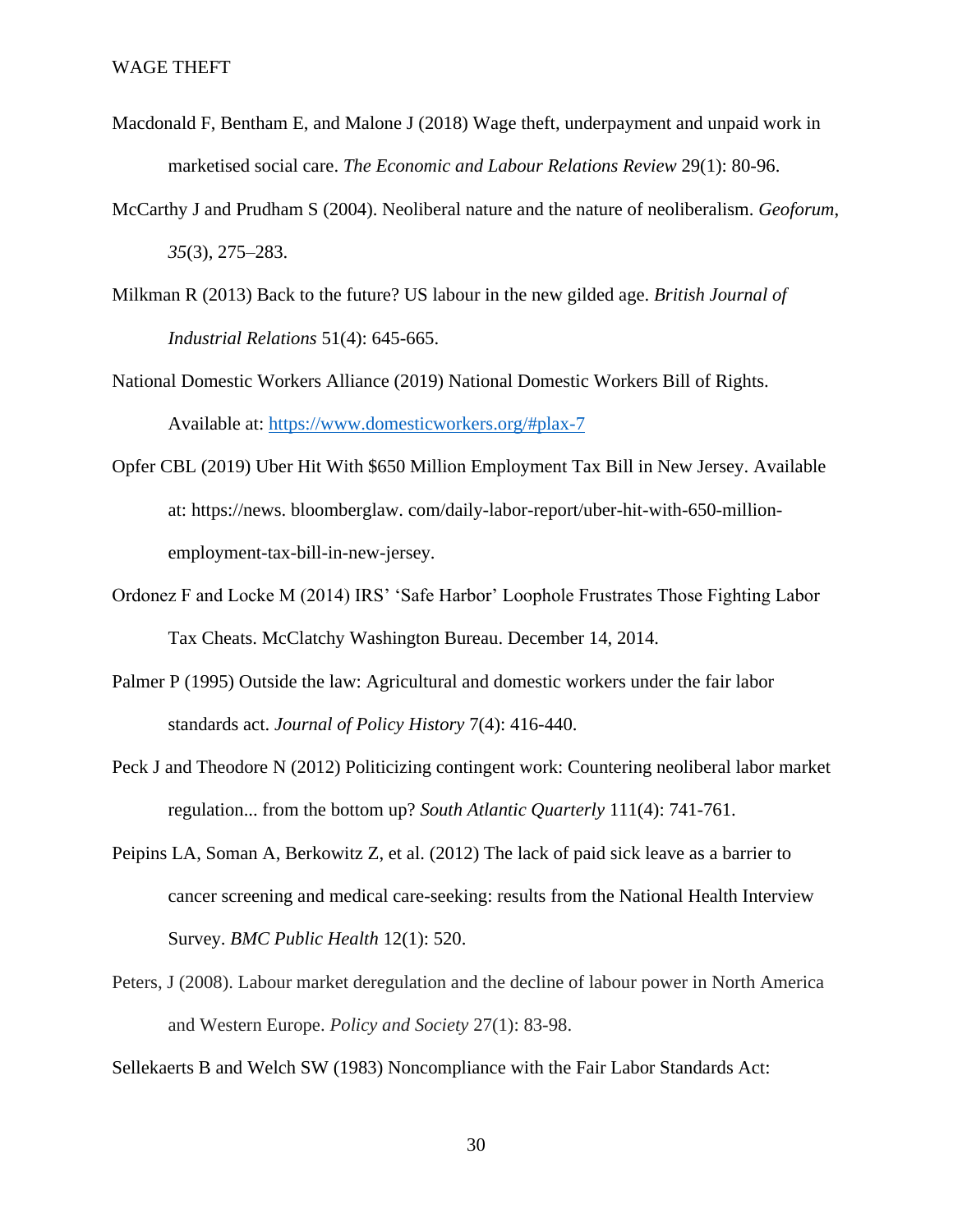Macdonald F, Bentham E, and Malone J (2018) Wage theft, underpayment and unpaid work in marketised social care. *The Economic and Labour Relations Review* 29(1): 80-96.

McCarthy J and Prudham S (2004). Neoliberal nature and the nature of neoliberalism. *Geoforum*, *35*(3), 275–283.

Milkman R (2013) Back to the future? US labour in the new gilded age. *British Journal of Industrial Relations* 51(4): 645-665.

National Domestic Workers Alliance (2019) National Domestic Workers Bill of Rights. Available at: https://www.domesticworkers.org/#plax-7

Opfer CBL (2019) Uber Hit With $650 Million Employment Tax Bill in New Jersey. Available at: https://news. bloomberglaw. com/daily-labor-report/uber-hit-with-650-million-employment-tax-bill-in-new-jersey.

Ordonez F and Locke M (2014) IRS' 'Safe Harbor' Loophole Frustrates Those Fighting Labor Tax Cheats. McClatchy Washington Bureau. December 14, 2014.

Palmer P (1995) Outside the law: Agricultural and domestic workers under the fair labor standards act. *Journal of Policy History* 7(4): 416-440.

Peck J and Theodore N (2012) Politicizing contingent work: Countering neoliberal labor market regulation... from the bottom up? *South Atlantic Quarterly* 111(4): 741-761.

Peipins LA, Soman A, Berkowitz Z, et al. (2012) The lack of paid sick leave as a barrier to cancer screening and medical care-seeking: results from the National Health Interview Survey. *BMC Public Health* 12(1): 520.

Peters, J (2008). Labour market deregulation and the decline of labour power in North America and Western Europe. *Policy and Society* 27(1): 83-98.

Sellekaerts B and Welch SW (1983) Noncompliance with the Fair Labor Standards Act: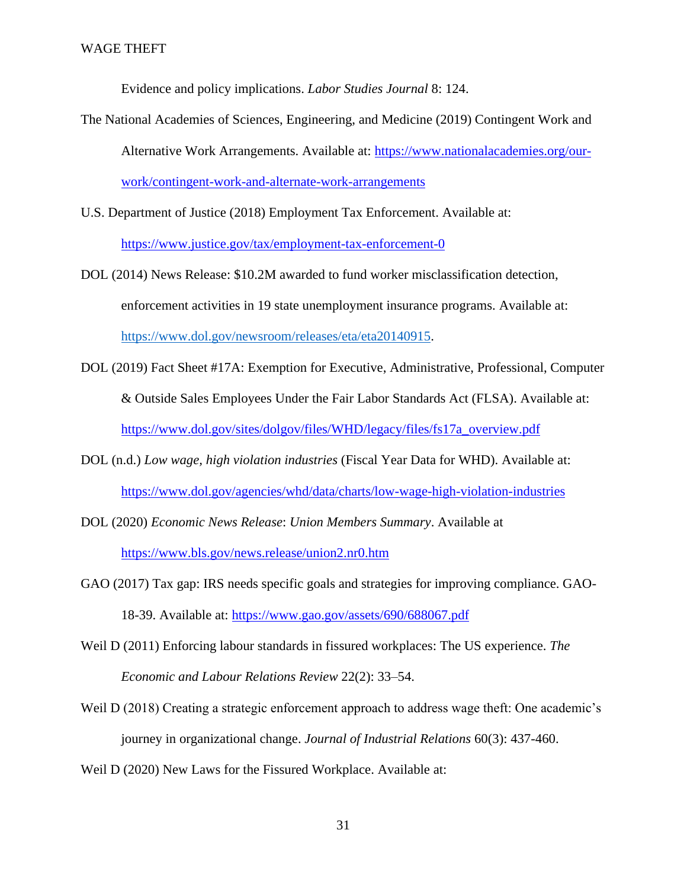Evidence and policy implications. *Labor Studies Journal* 8: 124.

The National Academies of Sciences, Engineering, and Medicine (2019) Contingent Work and Alternative Work Arrangements. Available at: https://www.nationalacademies.org/our-work/contingent-work-and-alternate-work-arrangements

U.S. Department of Justice (2018) Employment Tax Enforcement. Available at: https://www.justice.gov/tax/employment-tax-enforcement-0

DOL (2014) News Release: $10.2M awarded to fund worker misclassification detection, enforcement activities in 19 state unemployment insurance programs. Available at: https://www.dol.gov/newsroom/releases/eta/eta20140915.

DOL (2019) Fact Sheet #17A: Exemption for Executive, Administrative, Professional, Computer & Outside Sales Employees Under the Fair Labor Standards Act (FLSA). Available at: https://www.dol.gov/sites/dolgov/files/WHD/legacy/files/fs17a_overview.pdf

DOL (n.d.) *Low wage, high violation industries* (Fiscal Year Data for WHD). Available at: https://www.dol.gov/agencies/whd/data/charts/low-wage-high-violation-industries

DOL (2020) *Economic News Release*: *Union Members Summary*. Available at https://www.bls.gov/news.release/union2.nr0.htm

GAO (2017) Tax gap: IRS needs specific goals and strategies for improving compliance. GAO-18-39. Available at: https://www.gao.gov/assets/690/688067.pdf

Weil D (2011) Enforcing labour standards in fissured workplaces: The US experience. *The Economic and Labour Relations Review* 22(2): 33–54.

Weil D (2018) Creating a strategic enforcement approach to address wage theft: One academic's journey in organizational change. *Journal of Industrial Relations* 60(3): 437-460.

Weil D (2020) New Laws for the Fissured Workplace. Available at: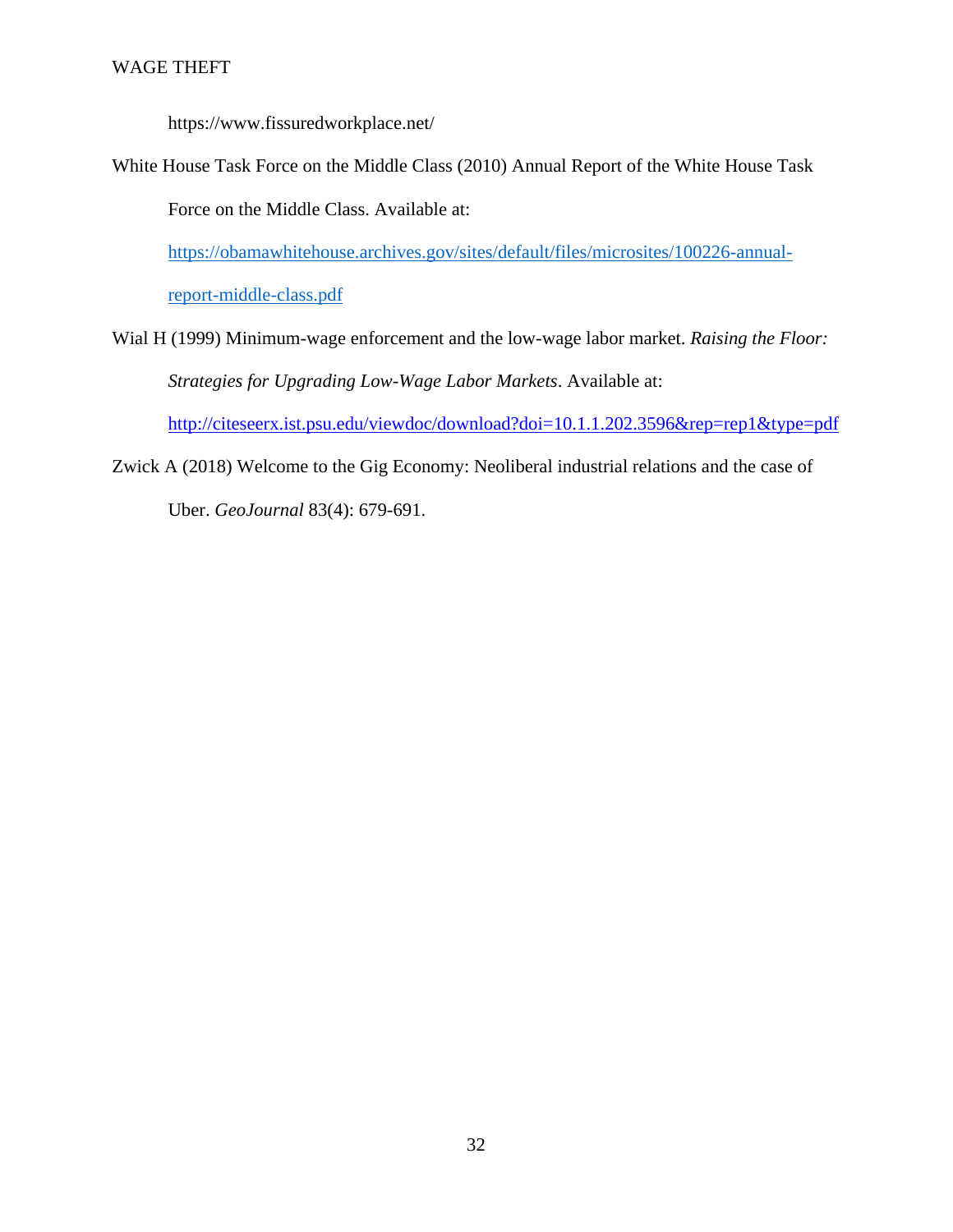https://www.fissuredworkplace.net/

White House Task Force on the Middle Class (2010) Annual Report of the White House Task Force on the Middle Class. Available at: https://obamawhitehouse.archives.gov/sites/default/files/microsites/100226-annual-report-middle-class.pdf

Wial H (1999) Minimum-wage enforcement and the low-wage labor market. *Raising the Floor: Strategies for Upgrading Low-Wage Labor Markets*. Available at: http://citeseerx.ist.psu.edu/viewdoc/download?doi=10.1.1.202.3596&rep=rep1&type=pdf

Zwick A (2018) Welcome to the Gig Economy: Neoliberal industrial relations and the case of Uber. *GeoJournal* 83(4): 679-691.